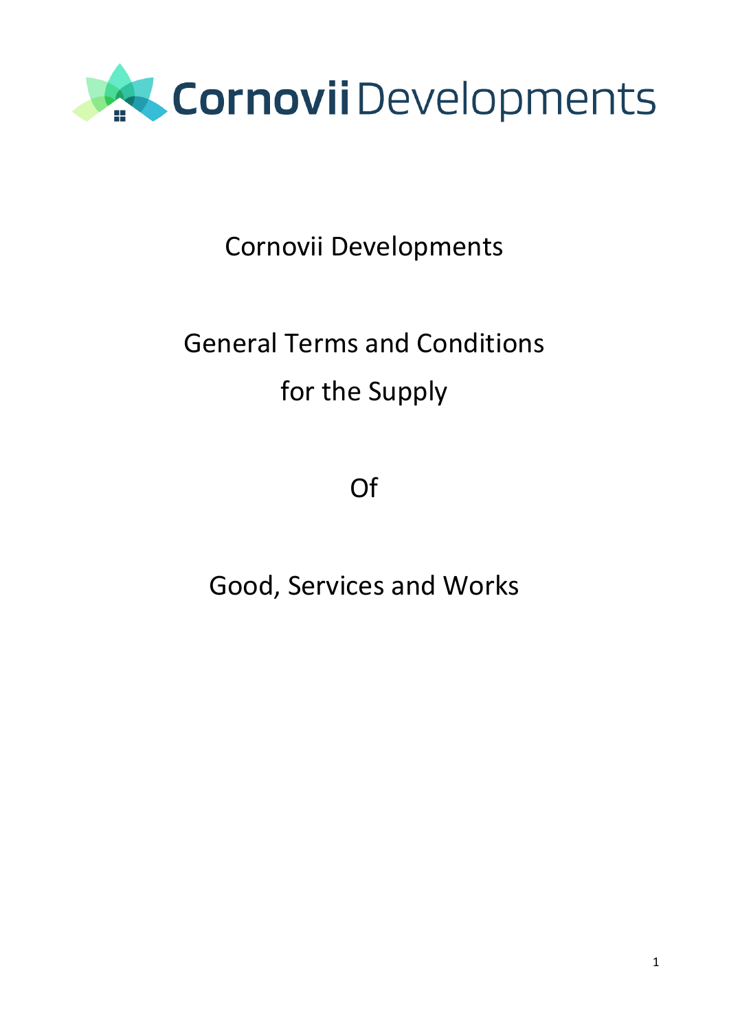Cornovii Developments

# Cornovii Developments

# General Terms and Conditions for the Supply

# Of

# Good, Services and Works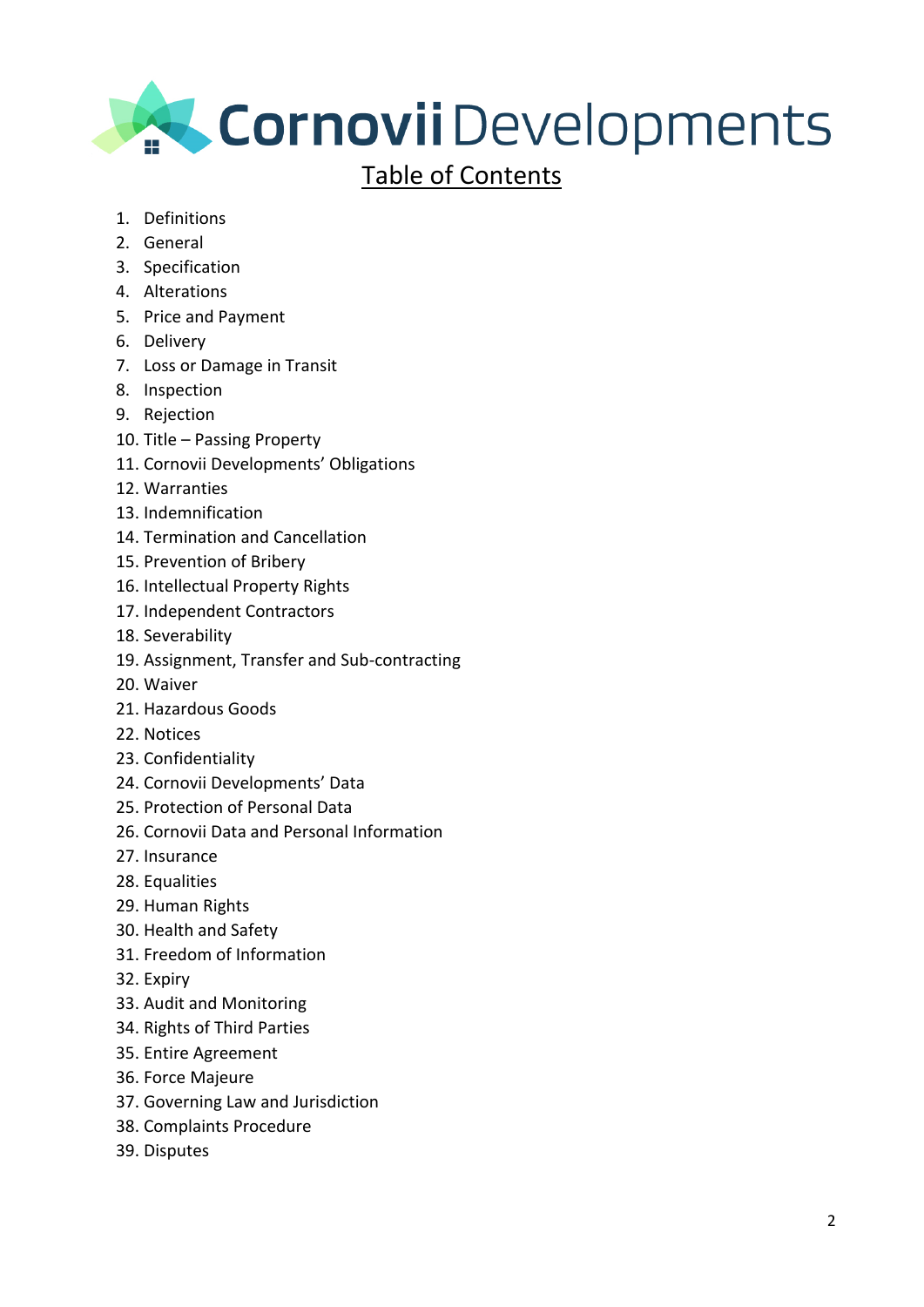# Cornovii Developments

## Table of Contents

1. Definitions
2. General
3. Specification
4. Alterations
5. Price and Payment
6. Delivery
7. Loss or Damage in Transit
8. Inspection
9. Rejection
10. Title – Passing Property
11. Cornovii Developments' Obligations
12. Warranties
13. Indemnification
14. Termination and Cancellation
15. Prevention of Bribery
16. Intellectual Property Rights
17. Independent Contractors
18. Severability
19. Assignment, Transfer and Sub-contracting
20. Waiver
21. Hazardous Goods
22. Notices
23. Confidentiality
24. Cornovii Developments' Data
25. Protection of Personal Data
26. Cornovii Data and Personal Information
27. Insurance
28. Equalities
29. Human Rights
30. Health and Safety
31. Freedom of Information
32. Expiry
33. Audit and Monitoring
34. Rights of Third Parties
35. Entire Agreement
36. Force Majeure
37. Governing Law and Jurisdiction
38. Complaints Procedure
39. Disputes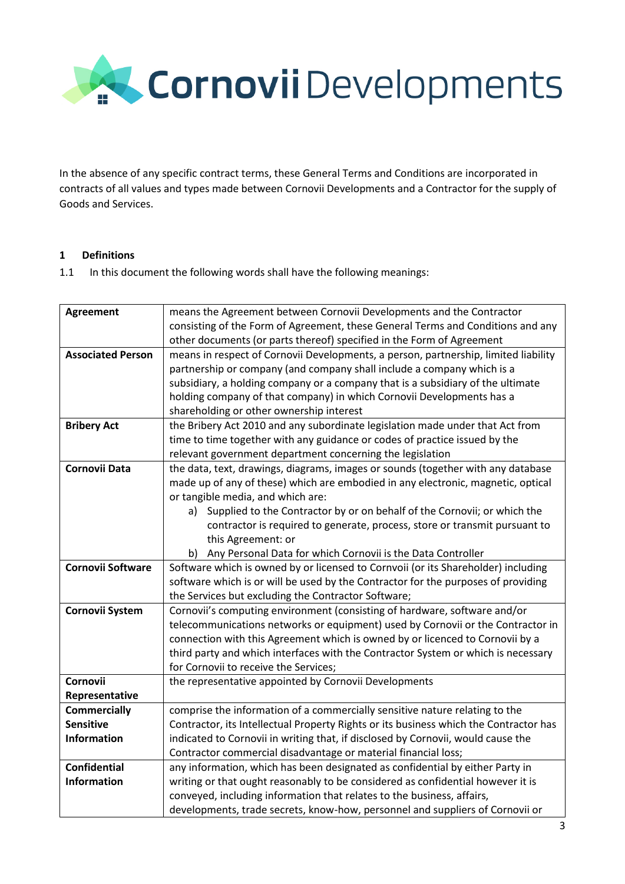In the absence of any specific contract terms, these General Terms and Conditions are incorporated in contracts of all values and types made between Cornovii Developments and a Contractor for the supply of Goods and Services.

**1 Definitions**

1.1 In this document the following words shall have the following meanings:

| | |
|---|---|
| **Agreement** | means the Agreement between Cornovii Developments and the Contractor consisting of the Form of Agreement, these General Terms and Conditions and any other documents (or parts thereof) specified in the Form of Agreement |
| **Associated Person** | means in respect of Cornovii Developments, a person, partnership, limited liability partnership or company (and company shall include a company which is a subsidiary, a holding company or a company that is a subsidiary of the ultimate holding company of that company) in which Cornovii Developments has a shareholding or other ownership interest |
| **Bribery Act** | the Bribery Act 2010 and any subordinate legislation made under that Act from time to time together with any guidance or codes of practice issued by the relevant government department concerning the legislation |
| **Cornovii Data** | the data, text, drawings, diagrams, images or sounds (together with any database made up of any of these) which are embodied in any electronic, magnetic, optical or tangible media, and which are:<br>a) Supplied to the Contractor by or on behalf of the Cornovii; or which the contractor is required to generate, process, store or transmit pursuant to this Agreement: or<br>b) Any Personal Data for which Cornovii is the Data Controller |
| **Cornovii Software** | Software which is owned by or licensed to Cornvoii (or its Shareholder) including software which is or will be used by the Contractor for the purposes of providing the Services but excluding the Contractor Software; |
| **Cornovii System** | Cornovii's computing environment (consisting of hardware, software and/or telecommunications networks or equipment) used by Cornovii or the Contractor in connection with this Agreement which is owned by or licenced to Cornovii by a third party and which interfaces with the Contractor System or which is necessary for Cornovii to receive the Services; |
| **Cornovii Representative** | the representative appointed by Cornovii Developments |
| **Commercially Sensitive Information** | comprise the information of a commercially sensitive nature relating to the Contractor, its Intellectual Property Rights or its business which the Contractor has indicated to Cornovii in writing that, if disclosed by Cornovii, would cause the Contractor commercial disadvantage or material financial loss; |
| **Confidential Information** | any information, which has been designated as confidential by either Party in writing or that ought reasonably to be considered as confidential however it is conveyed, including information that relates to the business, affairs, developments, trade secrets, know-how, personnel and suppliers of Cornovii or |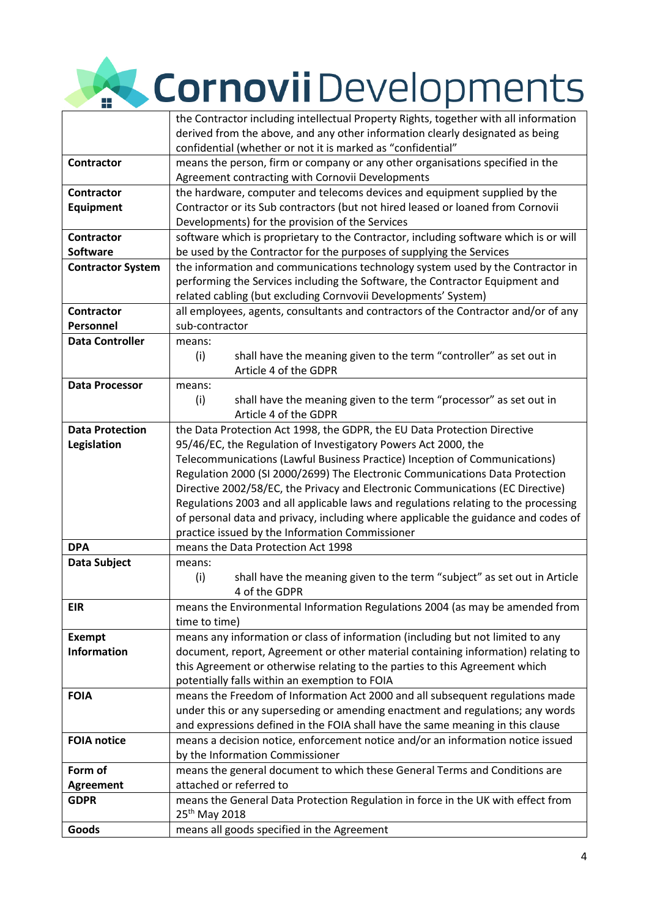| | |
|---|---|
| | the Contractor including intellectual Property Rights, together with all information derived from the above, and any other information clearly designated as being confidential (whether or not it is marked as "confidential" |
| **Contractor** | means the person, firm or company or any other organisations specified in the Agreement contracting with Cornovii Developments |
| **Contractor Equipment** | the hardware, computer and telecoms devices and equipment supplied by the Contractor or its Sub contractors (but not hired leased or loaned from Cornovii Developments) for the provision of the Services |
| **Contractor Software** | software which is proprietary to the Contractor, including software which is or will be used by the Contractor for the purposes of supplying the Services |
| **Contractor System** | the information and communications technology system used by the Contractor in performing the Services including the Software, the Contractor Equipment and related cabling (but excluding Cornvovii Developments' System) |
| **Contractor Personnel** | all employees, agents, consultants and contractors of the Contractor and/or of any sub-contractor |
| **Data Controller** | means: (i) shall have the meaning given to the term "controller" as set out in Article 4 of the GDPR |
| **Data Processor** | means: (i) shall have the meaning given to the term "processor" as set out in Article 4 of the GDPR |
| **Data Protection Legislation** | the Data Protection Act 1998, the GDPR, the EU Data Protection Directive 95/46/EC, the Regulation of Investigatory Powers Act 2000, the Telecommunications (Lawful Business Practice) Inception of Communications) Regulation 2000 (SI 2000/2699) The Electronic Communications Data Protection Directive 2002/58/EC, the Privacy and Electronic Communications (EC Directive) Regulations 2003 and all applicable laws and regulations relating to the processing of personal data and privacy, including where applicable the guidance and codes of practice issued by the Information Commissioner |
| **DPA** | means the Data Protection Act 1998 |
| **Data Subject** | means: (i) shall have the meaning given to the term "subject" as set out in Article 4 of the GDPR |
| **EIR** | means the Environmental Information Regulations 2004 (as may be amended from time to time) |
| **Exempt Information** | means any information or class of information (including but not limited to any document, report, Agreement or other material containing information) relating to this Agreement or otherwise relating to the parties to this Agreement which potentially falls within an exemption to FOIA |
| **FOIA** | means the Freedom of Information Act 2000 and all subsequent regulations made under this or any superseding or amending enactment and regulations; any words and expressions defined in the FOIA shall have the same meaning in this clause |
| **FOIA notice** | means a decision notice, enforcement notice and/or an information notice issued by the Information Commissioner |
| **Form of Agreement** | means the general document to which these General Terms and Conditions are attached or referred to |
| **GDPR** | means the General Data Protection Regulation in force in the UK with effect from 25th May 2018 |
| **Goods** | means all goods specified in the Agreement |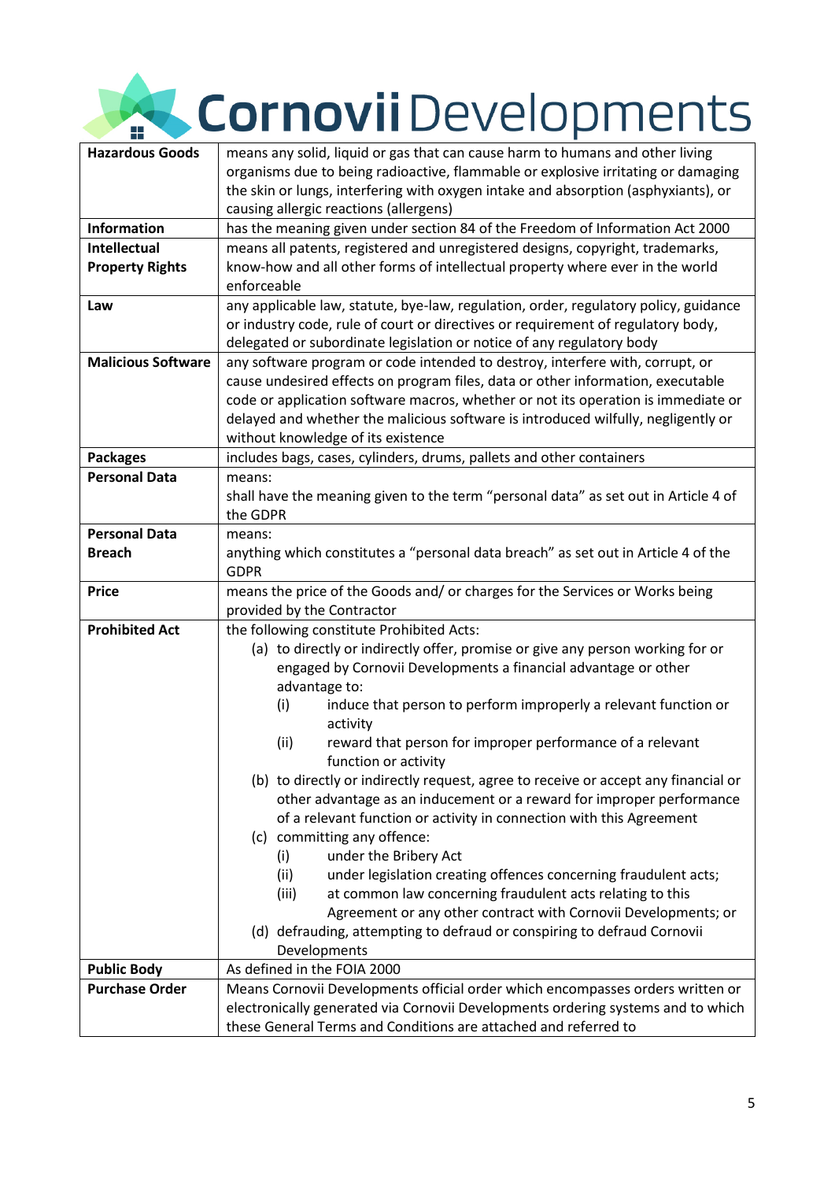| | |
|---|---|
| **Hazardous Goods** | means any solid, liquid or gas that can cause harm to humans and other living organisms due to being radioactive, flammable or explosive irritating or damaging the skin or lungs, interfering with oxygen intake and absorption (asphyxiants), or causing allergic reactions (allergens) |
| **Information** | has the meaning given under section 84 of the Freedom of Information Act 2000 |
| **Intellectual Property Rights** | means all patents, registered and unregistered designs, copyright, trademarks, know-how and all other forms of intellectual property where ever in the world enforceable |
| **Law** | any applicable law, statute, bye-law, regulation, order, regulatory policy, guidance or industry code, rule of court or directives or requirement of regulatory body, delegated or subordinate legislation or notice of any regulatory body |
| **Malicious Software** | any software program or code intended to destroy, interfere with, corrupt, or cause undesired effects on program files, data or other information, executable code or application software macros, whether or not its operation is immediate or delayed and whether the malicious software is introduced wilfully, negligently or without knowledge of its existence |
| **Packages** | includes bags, cases, cylinders, drums, pallets and other containers |
| **Personal Data** | means:<br>shall have the meaning given to the term "personal data" as set out in Article 4 of the GDPR |
| **Personal Data Breach** | means:<br>anything which constitutes a "personal data breach" as set out in Article 4 of the GDPR |
| **Price** | means the price of the Goods and/ or charges for the Services or Works being provided by the Contractor |
| **Prohibited Act** | the following constitute Prohibited Acts:<br>(a) to directly or indirectly offer, promise or give any person working for or engaged by Cornovii Developments a financial advantage or other advantage to:<br>(i) induce that person to perform improperly a relevant function or activity<br>(ii) reward that person for improper performance of a relevant function or activity<br>(b) to directly or indirectly request, agree to receive or accept any financial or other advantage as an inducement or a reward for improper performance of a relevant function or activity in connection with this Agreement<br>(c) committing any offence:<br>(i) under the Bribery Act<br>(ii) under legislation creating offences concerning fraudulent acts;<br>(iii) at common law concerning fraudulent acts relating to this Agreement or any other contract with Cornovii Developments; or<br>(d) defrauding, attempting to defraud or conspiring to defraud Cornovii Developments |
| **Public Body** | As defined in the FOIA 2000 |
| **Purchase Order** | Means Cornovii Developments official order which encompasses orders written or electronically generated via Cornovii Developments ordering systems and to which these General Terms and Conditions are attached and referred to |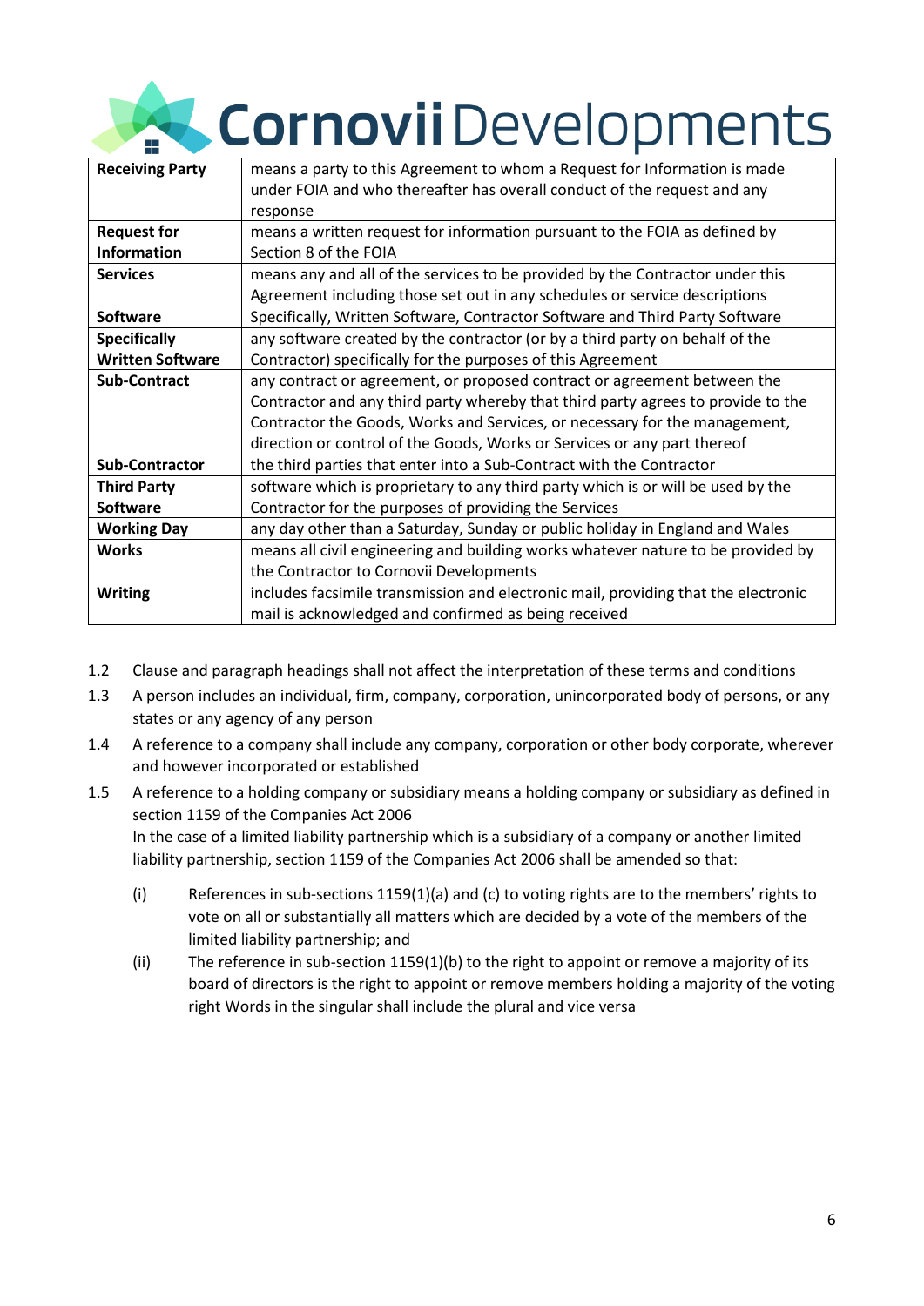| | |
|---|---|
| **Receiving Party** | means a party to this Agreement to whom a Request for Information is made under FOIA and who thereafter has overall conduct of the request and any response |
| **Request for Information** | means a written request for information pursuant to the FOIA as defined by Section 8 of the FOIA |
| **Services** | means any and all of the services to be provided by the Contractor under this Agreement including those set out in any schedules or service descriptions |
| **Software** | Specifically, Written Software, Contractor Software and Third Party Software |
| **Specifically Written Software** | any software created by the contractor (or by a third party on behalf of the Contractor) specifically for the purposes of this Agreement |
| **Sub-Contract** | any contract or agreement, or proposed contract or agreement between the Contractor and any third party whereby that third party agrees to provide to the Contractor the Goods, Works and Services, or necessary for the management, direction or control of the Goods, Works or Services or any part thereof |
| **Sub-Contractor** | the third parties that enter into a Sub-Contract with the Contractor |
| **Third Party Software** | software which is proprietary to any third party which is or will be used by the Contractor for the purposes of providing the Services |
| **Working Day** | any day other than a Saturday, Sunday or public holiday in England and Wales |
| **Works** | means all civil engineering and building works whatever nature to be provided by the Contractor to Cornovii Developments |
| **Writing** | includes facsimile transmission and electronic mail, providing that the electronic mail is acknowledged and confirmed as being received |

1.2 Clause and paragraph headings shall not affect the interpretation of these terms and conditions

1.3 A person includes an individual, firm, company, corporation, unincorporated body of persons, or any states or any agency of any person

1.4 A reference to a company shall include any company, corporation or other body corporate, wherever and however incorporated or established

1.5 A reference to a holding company or subsidiary means a holding company or subsidiary as defined in section 1159 of the Companies Act 2006

In the case of a limited liability partnership which is a subsidiary of a company or another limited liability partnership, section 1159 of the Companies Act 2006 shall be amended so that:

(i) References in sub-sections 1159(1)(a) and (c) to voting rights are to the members' rights to vote on all or substantially all matters which are decided by a vote of the members of the limited liability partnership; and

(ii) The reference in sub-section 1159(1)(b) to the right to appoint or remove a majority of its board of directors is the right to appoint or remove members holding a majority of the voting right Words in the singular shall include the plural and vice versa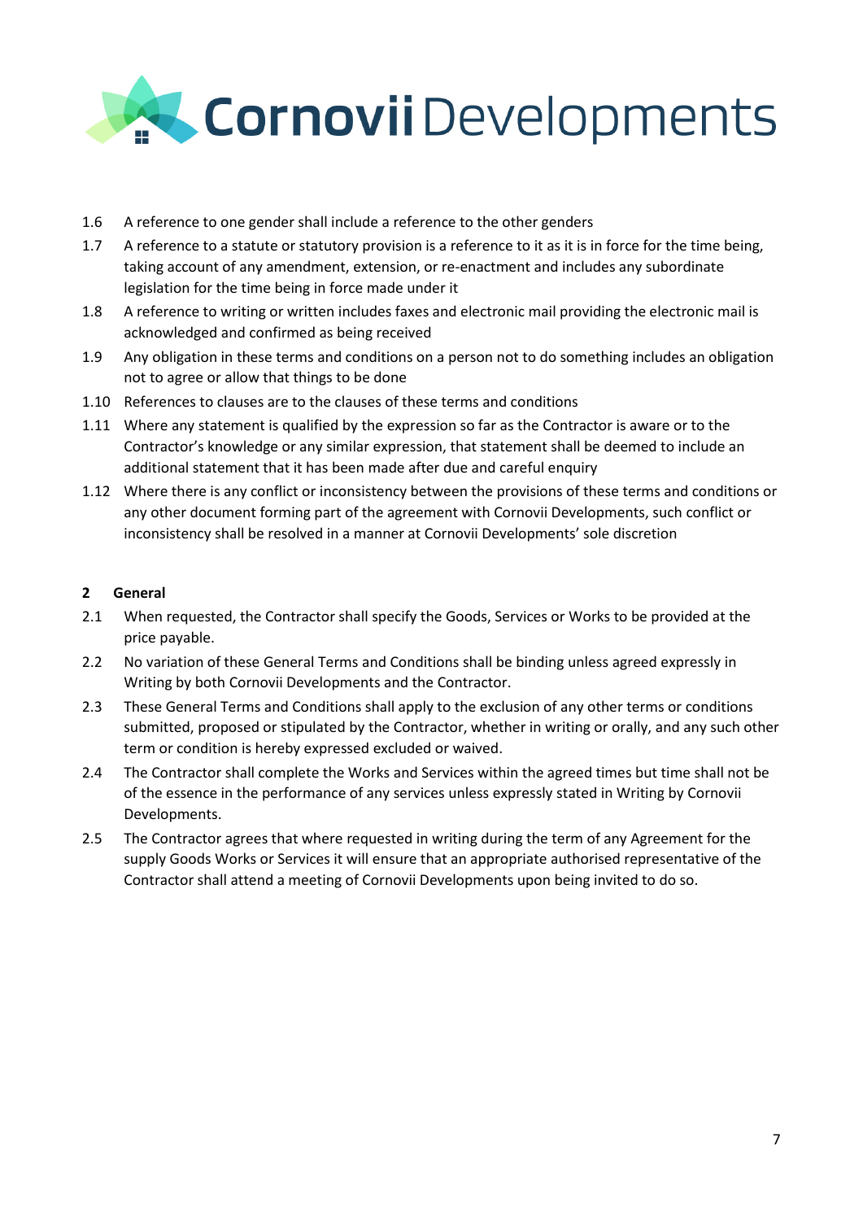1.6 A reference to one gender shall include a reference to the other genders

1.7 A reference to a statute or statutory provision is a reference to it as it is in force for the time being, taking account of any amendment, extension, or re-enactment and includes any subordinate legislation for the time being in force made under it

1.8 A reference to writing or written includes faxes and electronic mail providing the electronic mail is acknowledged and confirmed as being received

1.9 Any obligation in these terms and conditions on a person not to do something includes an obligation not to agree or allow that things to be done

1.10 References to clauses are to the clauses of these terms and conditions

1.11 Where any statement is qualified by the expression so far as the Contractor is aware or to the Contractor's knowledge or any similar expression, that statement shall be deemed to include an additional statement that it has been made after due and careful enquiry

1.12 Where there is any conflict or inconsistency between the provisions of these terms and conditions or any other document forming part of the agreement with Cornovii Developments, such conflict or inconsistency shall be resolved in a manner at Cornovii Developments' sole discretion

## 2 General

2.1 When requested, the Contractor shall specify the Goods, Services or Works to be provided at the price payable.

2.2 No variation of these General Terms and Conditions shall be binding unless agreed expressly in Writing by both Cornovii Developments and the Contractor.

2.3 These General Terms and Conditions shall apply to the exclusion of any other terms or conditions submitted, proposed or stipulated by the Contractor, whether in writing or orally, and any such other term or condition is hereby expressed excluded or waived.

2.4 The Contractor shall complete the Works and Services within the agreed times but time shall not be of the essence in the performance of any services unless expressly stated in Writing by Cornovii Developments.

2.5 The Contractor agrees that where requested in writing during the term of any Agreement for the supply Goods Works or Services it will ensure that an appropriate authorised representative of the Contractor shall attend a meeting of Cornovii Developments upon being invited to do so.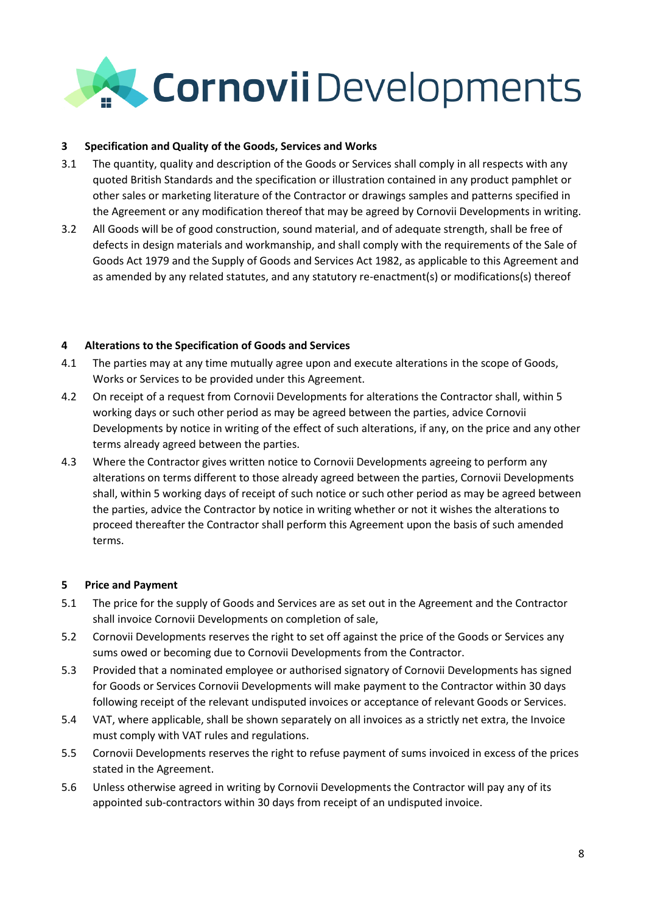## 3 Specification and Quality of the Goods, Services and Works

3.1 The quantity, quality and description of the Goods or Services shall comply in all respects with any quoted British Standards and the specification or illustration contained in any product pamphlet or other sales or marketing literature of the Contractor or drawings samples and patterns specified in the Agreement or any modification thereof that may be agreed by Cornovii Developments in writing.

3.2 All Goods will be of good construction, sound material, and of adequate strength, shall be free of defects in design materials and workmanship, and shall comply with the requirements of the Sale of Goods Act 1979 and the Supply of Goods and Services Act 1982, as applicable to this Agreement and as amended by any related statutes, and any statutory re-enactment(s) or modifications(s) thereof

## 4 Alterations to the Specification of Goods and Services

4.1 The parties may at any time mutually agree upon and execute alterations in the scope of Goods, Works or Services to be provided under this Agreement.

4.2 On receipt of a request from Cornovii Developments for alterations the Contractor shall, within 5 working days or such other period as may be agreed between the parties, advice Cornovii Developments by notice in writing of the effect of such alterations, if any, on the price and any other terms already agreed between the parties.

4.3 Where the Contractor gives written notice to Cornovii Developments agreeing to perform any alterations on terms different to those already agreed between the parties, Cornovii Developments shall, within 5 working days of receipt of such notice or such other period as may be agreed between the parties, advice the Contractor by notice in writing whether or not it wishes the alterations to proceed thereafter the Contractor shall perform this Agreement upon the basis of such amended terms.

## 5 Price and Payment

5.1 The price for the supply of Goods and Services are as set out in the Agreement and the Contractor shall invoice Cornovii Developments on completion of sale,

5.2 Cornovii Developments reserves the right to set off against the price of the Goods or Services any sums owed or becoming due to Cornovii Developments from the Contractor.

5.3 Provided that a nominated employee or authorised signatory of Cornovii Developments has signed for Goods or Services Cornovii Developments will make payment to the Contractor within 30 days following receipt of the relevant undisputed invoices or acceptance of relevant Goods or Services.

5.4 VAT, where applicable, shall be shown separately on all invoices as a strictly net extra, the Invoice must comply with VAT rules and regulations.

5.5 Cornovii Developments reserves the right to refuse payment of sums invoiced in excess of the prices stated in the Agreement.

5.6 Unless otherwise agreed in writing by Cornovii Developments the Contractor will pay any of its appointed sub-contractors within 30 days from receipt of an undisputed invoice.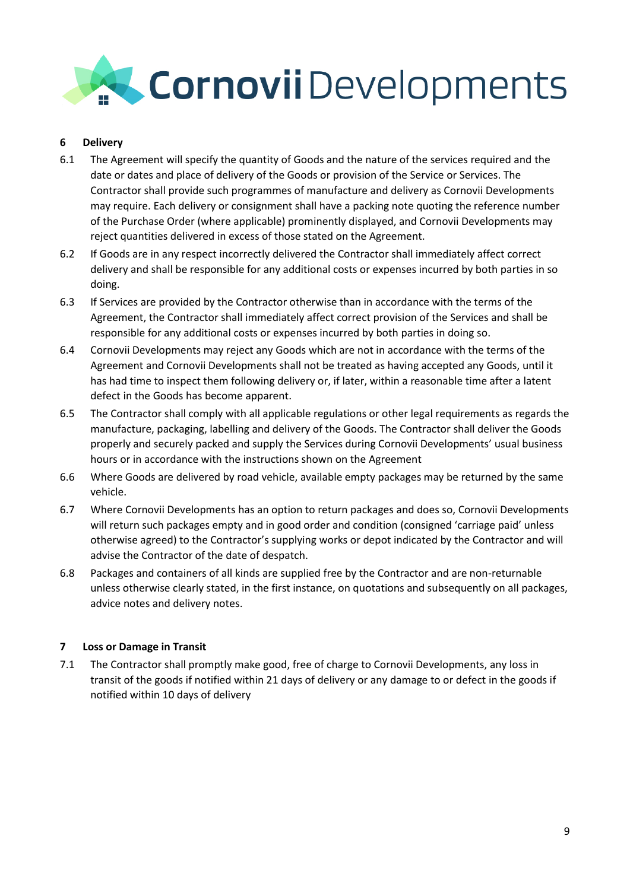## 6 Delivery

6.1 The Agreement will specify the quantity of Goods and the nature of the services required and the date or dates and place of delivery of the Goods or provision of the Service or Services. The Contractor shall provide such programmes of manufacture and delivery as Cornovii Developments may require. Each delivery or consignment shall have a packing note quoting the reference number of the Purchase Order (where applicable) prominently displayed, and Cornovii Developments may reject quantities delivered in excess of those stated on the Agreement.

6.2 If Goods are in any respect incorrectly delivered the Contractor shall immediately affect correct delivery and shall be responsible for any additional costs or expenses incurred by both parties in so doing.

6.3 If Services are provided by the Contractor otherwise than in accordance with the terms of the Agreement, the Contractor shall immediately affect correct provision of the Services and shall be responsible for any additional costs or expenses incurred by both parties in doing so.

6.4 Cornovii Developments may reject any Goods which are not in accordance with the terms of the Agreement and Cornovii Developments shall not be treated as having accepted any Goods, until it has had time to inspect them following delivery or, if later, within a reasonable time after a latent defect in the Goods has become apparent.

6.5 The Contractor shall comply with all applicable regulations or other legal requirements as regards the manufacture, packaging, labelling and delivery of the Goods. The Contractor shall deliver the Goods properly and securely packed and supply the Services during Cornovii Developments' usual business hours or in accordance with the instructions shown on the Agreement

6.6 Where Goods are delivered by road vehicle, available empty packages may be returned by the same vehicle.

6.7 Where Cornovii Developments has an option to return packages and does so, Cornovii Developments will return such packages empty and in good order and condition (consigned 'carriage paid' unless otherwise agreed) to the Contractor's supplying works or depot indicated by the Contractor and will advise the Contractor of the date of despatch.

6.8 Packages and containers of all kinds are supplied free by the Contractor and are non-returnable unless otherwise clearly stated, in the first instance, on quotations and subsequently on all packages, advice notes and delivery notes.

## 7 Loss or Damage in Transit

7.1 The Contractor shall promptly make good, free of charge to Cornovii Developments, any loss in transit of the goods if notified within 21 days of delivery or any damage to or defect in the goods if notified within 10 days of delivery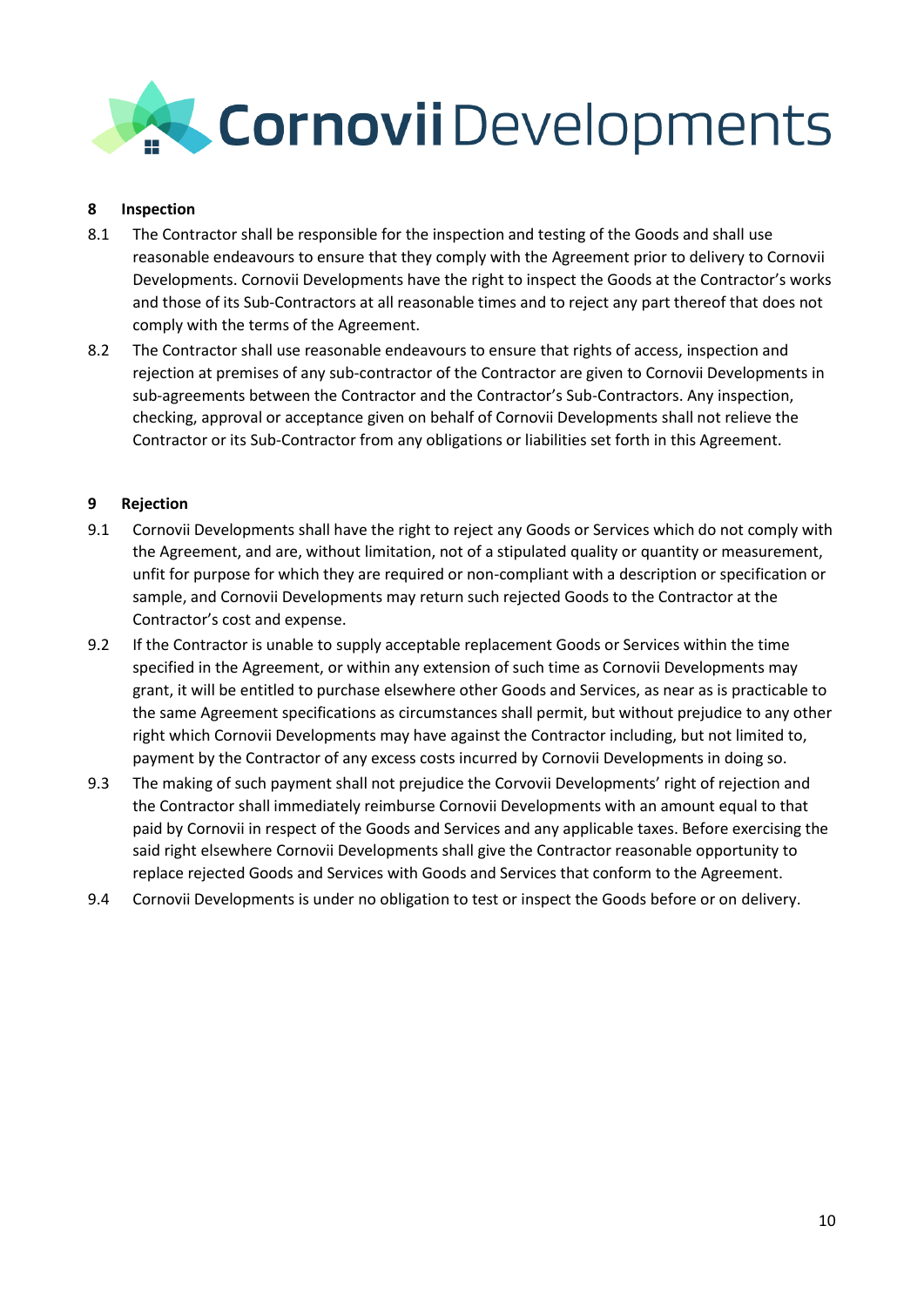## 8 Inspection

8.1 The Contractor shall be responsible for the inspection and testing of the Goods and shall use reasonable endeavours to ensure that they comply with the Agreement prior to delivery to Cornovii Developments. Cornovii Developments have the right to inspect the Goods at the Contractor's works and those of its Sub-Contractors at all reasonable times and to reject any part thereof that does not comply with the terms of the Agreement.

8.2 The Contractor shall use reasonable endeavours to ensure that rights of access, inspection and rejection at premises of any sub-contractor of the Contractor are given to Cornovii Developments in sub-agreements between the Contractor and the Contractor's Sub-Contractors. Any inspection, checking, approval or acceptance given on behalf of Cornovii Developments shall not relieve the Contractor or its Sub-Contractor from any obligations or liabilities set forth in this Agreement.

## 9 Rejection

9.1 Cornovii Developments shall have the right to reject any Goods or Services which do not comply with the Agreement, and are, without limitation, not of a stipulated quality or quantity or measurement, unfit for purpose for which they are required or non-compliant with a description or specification or sample, and Cornovii Developments may return such rejected Goods to the Contractor at the Contractor's cost and expense.

9.2 If the Contractor is unable to supply acceptable replacement Goods or Services within the time specified in the Agreement, or within any extension of such time as Cornovii Developments may grant, it will be entitled to purchase elsewhere other Goods and Services, as near as is practicable to the same Agreement specifications as circumstances shall permit, but without prejudice to any other right which Cornovii Developments may have against the Contractor including, but not limited to, payment by the Contractor of any excess costs incurred by Cornovii Developments in doing so.

9.3 The making of such payment shall not prejudice the Corvovii Developments' right of rejection and the Contractor shall immediately reimburse Cornovii Developments with an amount equal to that paid by Cornovii in respect of the Goods and Services and any applicable taxes. Before exercising the said right elsewhere Cornovii Developments shall give the Contractor reasonable opportunity to replace rejected Goods and Services with Goods and Services that conform to the Agreement.

9.4 Cornovii Developments is under no obligation to test or inspect the Goods before or on delivery.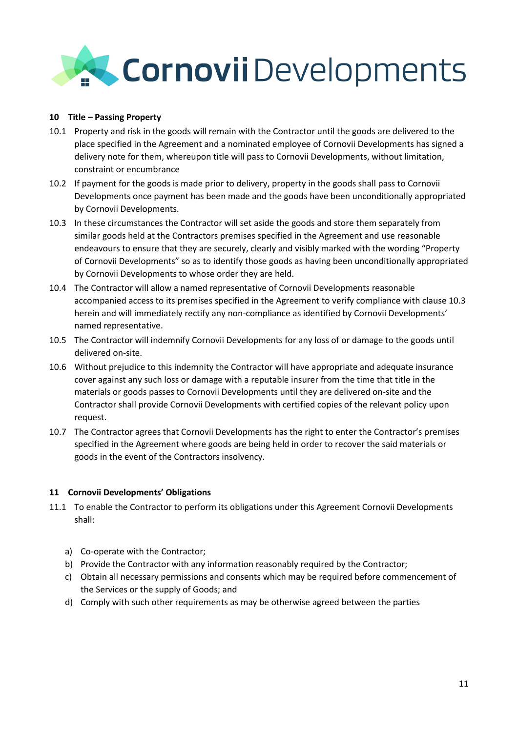## 10 Title – Passing Property

10.1 Property and risk in the goods will remain with the Contractor until the goods are delivered to the place specified in the Agreement and a nominated employee of Cornovii Developments has signed a delivery note for them, whereupon title will pass to Cornovii Developments, without limitation, constraint or encumbrance

10.2 If payment for the goods is made prior to delivery, property in the goods shall pass to Cornovii Developments once payment has been made and the goods have been unconditionally appropriated by Cornovii Developments.

10.3 In these circumstances the Contractor will set aside the goods and store them separately from similar goods held at the Contractors premises specified in the Agreement and use reasonable endeavours to ensure that they are securely, clearly and visibly marked with the wording "Property of Cornovii Developments" so as to identify those goods as having been unconditionally appropriated by Cornovii Developments to whose order they are held.

10.4 The Contractor will allow a named representative of Cornovii Developments reasonable accompanied access to its premises specified in the Agreement to verify compliance with clause 10.3 herein and will immediately rectify any non-compliance as identified by Cornovii Developments' named representative.

10.5 The Contractor will indemnify Cornovii Developments for any loss of or damage to the goods until delivered on-site.

10.6 Without prejudice to this indemnity the Contractor will have appropriate and adequate insurance cover against any such loss or damage with a reputable insurer from the time that title in the materials or goods passes to Cornovii Developments until they are delivered on-site and the Contractor shall provide Cornovii Developments with certified copies of the relevant policy upon request.

10.7 The Contractor agrees that Cornovii Developments has the right to enter the Contractor's premises specified in the Agreement where goods are being held in order to recover the said materials or goods in the event of the Contractors insolvency.

## 11 Cornovii Developments' Obligations

11.1 To enable the Contractor to perform its obligations under this Agreement Cornovii Developments shall:

a) Co-operate with the Contractor;
b) Provide the Contractor with any information reasonably required by the Contractor;
c) Obtain all necessary permissions and consents which may be required before commencement of the Services or the supply of Goods; and
d) Comply with such other requirements as may be otherwise agreed between the parties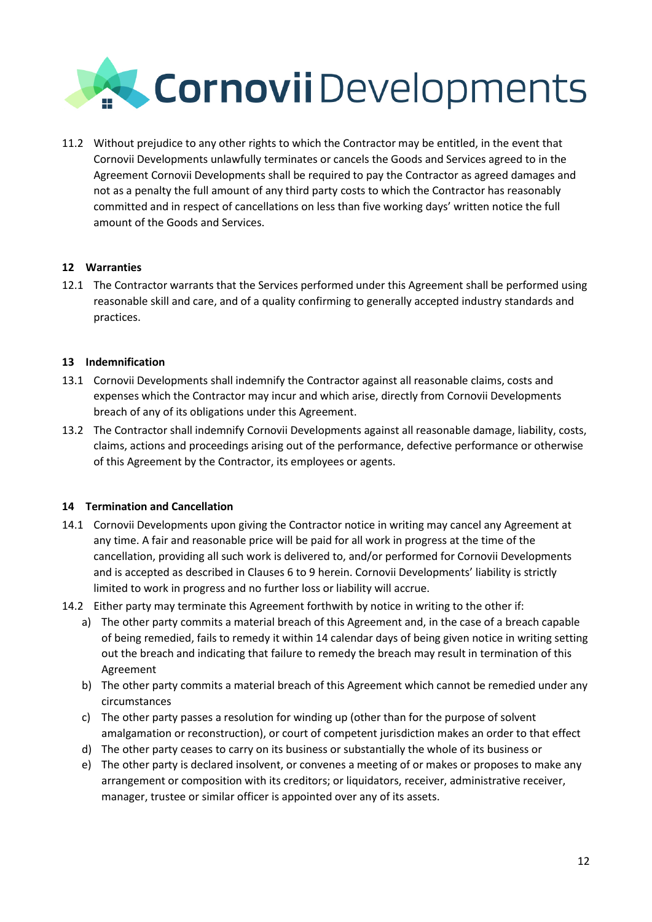11.2 Without prejudice to any other rights to which the Contractor may be entitled, in the event that Cornovii Developments unlawfully terminates or cancels the Goods and Services agreed to in the Agreement Cornovii Developments shall be required to pay the Contractor as agreed damages and not as a penalty the full amount of any third party costs to which the Contractor has reasonably committed and in respect of cancellations on less than five working days' written notice the full amount of the Goods and Services.

## 12 Warranties

12.1 The Contractor warrants that the Services performed under this Agreement shall be performed using reasonable skill and care, and of a quality confirming to generally accepted industry standards and practices.

## 13 Indemnification

13.1 Cornovii Developments shall indemnify the Contractor against all reasonable claims, costs and expenses which the Contractor may incur and which arise, directly from Cornovii Developments breach of any of its obligations under this Agreement.

13.2 The Contractor shall indemnify Cornovii Developments against all reasonable damage, liability, costs, claims, actions and proceedings arising out of the performance, defective performance or otherwise of this Agreement by the Contractor, its employees or agents.

## 14 Termination and Cancellation

14.1 Cornovii Developments upon giving the Contractor notice in writing may cancel any Agreement at any time. A fair and reasonable price will be paid for all work in progress at the time of the cancellation, providing all such work is delivered to, and/or performed for Cornovii Developments and is accepted as described in Clauses 6 to 9 herein. Cornovii Developments' liability is strictly limited to work in progress and no further loss or liability will accrue.

14.2 Either party may terminate this Agreement forthwith by notice in writing to the other if:

a) The other party commits a material breach of this Agreement and, in the case of a breach capable of being remedied, fails to remedy it within 14 calendar days of being given notice in writing setting out the breach and indicating that failure to remedy the breach may result in termination of this Agreement

b) The other party commits a material breach of this Agreement which cannot be remedied under any circumstances

c) The other party passes a resolution for winding up (other than for the purpose of solvent amalgamation or reconstruction), or court of competent jurisdiction makes an order to that effect

d) The other party ceases to carry on its business or substantially the whole of its business or

e) The other party is declared insolvent, or convenes a meeting of or makes or proposes to make any arrangement or composition with its creditors; or liquidators, receiver, administrative receiver, manager, trustee or similar officer is appointed over any of its assets.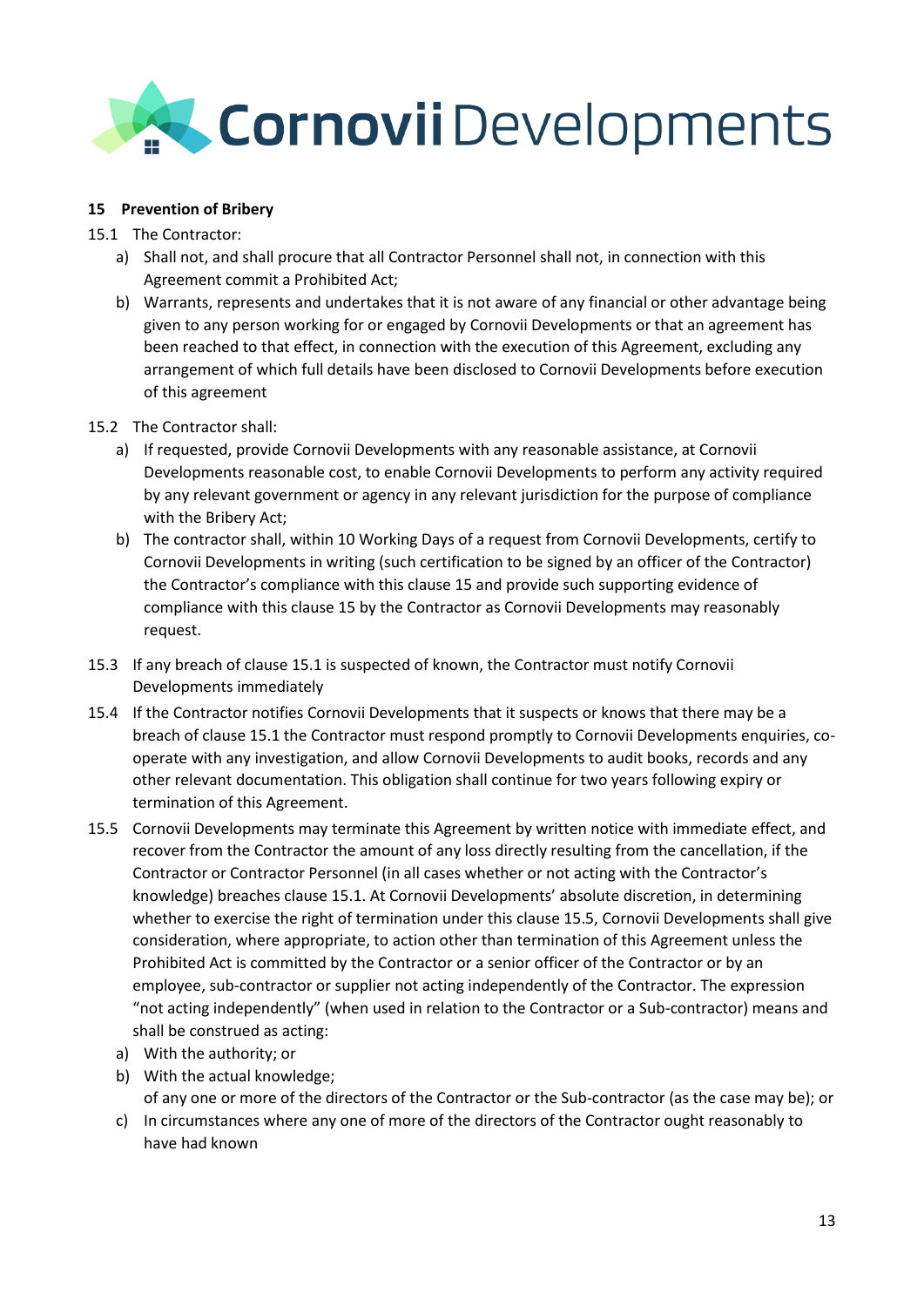**15 Prevention of Bribery**

15.1 The Contractor:

a) Shall not, and shall procure that all Contractor Personnel shall not, in connection with this Agreement commit a Prohibited Act;

b) Warrants, represents and undertakes that it is not aware of any financial or other advantage being given to any person working for or engaged by Cornovii Developments or that an agreement has been reached to that effect, in connection with the execution of this Agreement, excluding any arrangement of which full details have been disclosed to Cornovii Developments before execution of this agreement

15.2 The Contractor shall:

a) If requested, provide Cornovii Developments with any reasonable assistance, at Cornovii Developments reasonable cost, to enable Cornovii Developments to perform any activity required by any relevant government or agency in any relevant jurisdiction for the purpose of compliance with the Bribery Act;

b) The contractor shall, within 10 Working Days of a request from Cornovii Developments, certify to Cornovii Developments in writing (such certification to be signed by an officer of the Contractor) the Contractor's compliance with this clause 15 and provide such supporting evidence of compliance with this clause 15 by the Contractor as Cornovii Developments may reasonably request.

15.3 If any breach of clause 15.1 is suspected of known, the Contractor must notify Cornovii Developments immediately

15.4 If the Contractor notifies Cornovii Developments that it suspects or knows that there may be a breach of clause 15.1 the Contractor must respond promptly to Cornovii Developments enquiries, co-operate with any investigation, and allow Cornovii Developments to audit books, records and any other relevant documentation. This obligation shall continue for two years following expiry or termination of this Agreement.

15.5 Cornovii Developments may terminate this Agreement by written notice with immediate effect, and recover from the Contractor the amount of any loss directly resulting from the cancellation, if the Contractor or Contractor Personnel (in all cases whether or not acting with the Contractor's knowledge) breaches clause 15.1. At Cornovii Developments' absolute discretion, in determining whether to exercise the right of termination under this clause 15.5, Cornovii Developments shall give consideration, where appropriate, to action other than termination of this Agreement unless the Prohibited Act is committed by the Contractor or a senior officer of the Contractor or by an employee, sub-contractor or supplier not acting independently of the Contractor. The expression "not acting independently" (when used in relation to the Contractor or a Sub-contractor) means and shall be construed as acting:

a) With the authority; or

b) With the actual knowledge;

of any one or more of the directors of the Contractor or the Sub-contractor (as the case may be); or

c) In circumstances where any one of more of the directors of the Contractor ought reasonably to have had known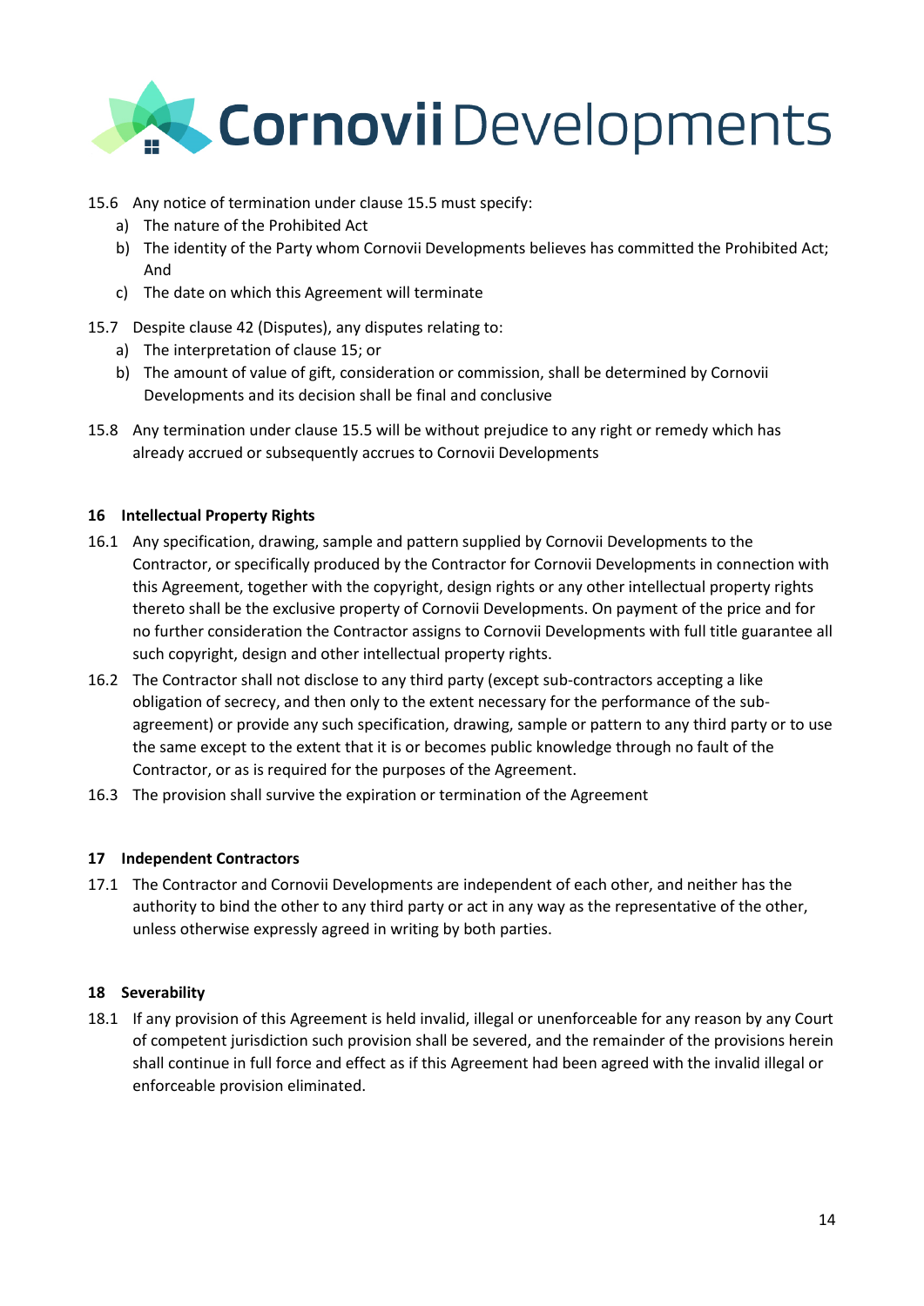15.6 Any notice of termination under clause 15.5 must specify:

a) The nature of the Prohibited Act
b) The identity of the Party whom Cornovii Developments believes has committed the Prohibited Act; And
c) The date on which this Agreement will terminate

15.7 Despite clause 42 (Disputes), any disputes relating to:

a) The interpretation of clause 15; or
b) The amount of value of gift, consideration or commission, shall be determined by Cornovii Developments and its decision shall be final and conclusive

15.8 Any termination under clause 15.5 will be without prejudice to any right or remedy which has already accrued or subsequently accrues to Cornovii Developments

## 16 Intellectual Property Rights

16.1 Any specification, drawing, sample and pattern supplied by Cornovii Developments to the Contractor, or specifically produced by the Contractor for Cornovii Developments in connection with this Agreement, together with the copyright, design rights or any other intellectual property rights thereto shall be the exclusive property of Cornovii Developments. On payment of the price and for no further consideration the Contractor assigns to Cornovii Developments with full title guarantee all such copyright, design and other intellectual property rights.

16.2 The Contractor shall not disclose to any third party (except sub-contractors accepting a like obligation of secrecy, and then only to the extent necessary for the performance of the sub-agreement) or provide any such specification, drawing, sample or pattern to any third party or to use the same except to the extent that it is or becomes public knowledge through no fault of the Contractor, or as is required for the purposes of the Agreement.

16.3 The provision shall survive the expiration or termination of the Agreement

## 17 Independent Contractors

17.1 The Contractor and Cornovii Developments are independent of each other, and neither has the authority to bind the other to any third party or act in any way as the representative of the other, unless otherwise expressly agreed in writing by both parties.

## 18 Severability

18.1 If any provision of this Agreement is held invalid, illegal or unenforceable for any reason by any Court of competent jurisdiction such provision shall be severed, and the remainder of the provisions herein shall continue in full force and effect as if this Agreement had been agreed with the invalid illegal or enforceable provision eliminated.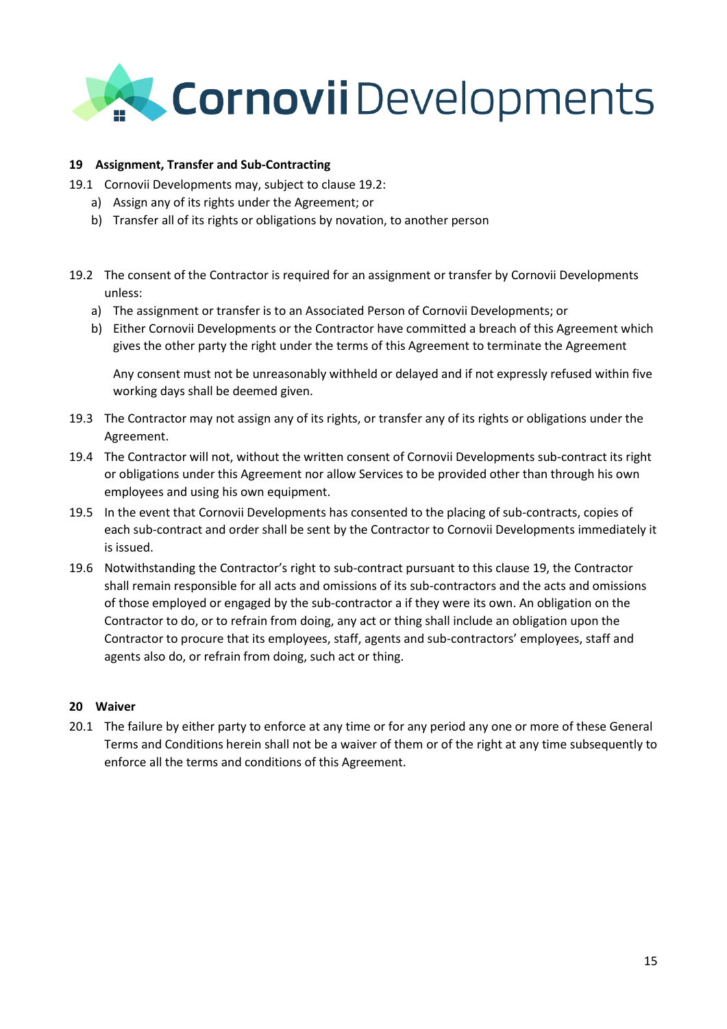## 19 Assignment, Transfer and Sub-Contracting

19.1 Cornovii Developments may, subject to clause 19.2:

a) Assign any of its rights under the Agreement; or
b) Transfer all of its rights or obligations by novation, to another person

19.2 The consent of the Contractor is required for an assignment or transfer by Cornovii Developments unless:

a) The assignment or transfer is to an Associated Person of Cornovii Developments; or
b) Either Cornovii Developments or the Contractor have committed a breach of this Agreement which gives the other party the right under the terms of this Agreement to terminate the Agreement

Any consent must not be unreasonably withheld or delayed and if not expressly refused within five working days shall be deemed given.

19.3 The Contractor may not assign any of its rights, or transfer any of its rights or obligations under the Agreement.

19.4 The Contractor will not, without the written consent of Cornovii Developments sub-contract its right or obligations under this Agreement nor allow Services to be provided other than through his own employees and using his own equipment.

19.5 In the event that Cornovii Developments has consented to the placing of sub-contracts, copies of each sub-contract and order shall be sent by the Contractor to Cornovii Developments immediately it is issued.

19.6 Notwithstanding the Contractor's right to sub-contract pursuant to this clause 19, the Contractor shall remain responsible for all acts and omissions of its sub-contractors and the acts and omissions of those employed or engaged by the sub-contractor a if they were its own. An obligation on the Contractor to do, or to refrain from doing, any act or thing shall include an obligation upon the Contractor to procure that its employees, staff, agents and sub-contractors' employees, staff and agents also do, or refrain from doing, such act or thing.

## 20 Waiver

20.1 The failure by either party to enforce at any time or for any period any one or more of these General Terms and Conditions herein shall not be a waiver of them or of the right at any time subsequently to enforce all the terms and conditions of this Agreement.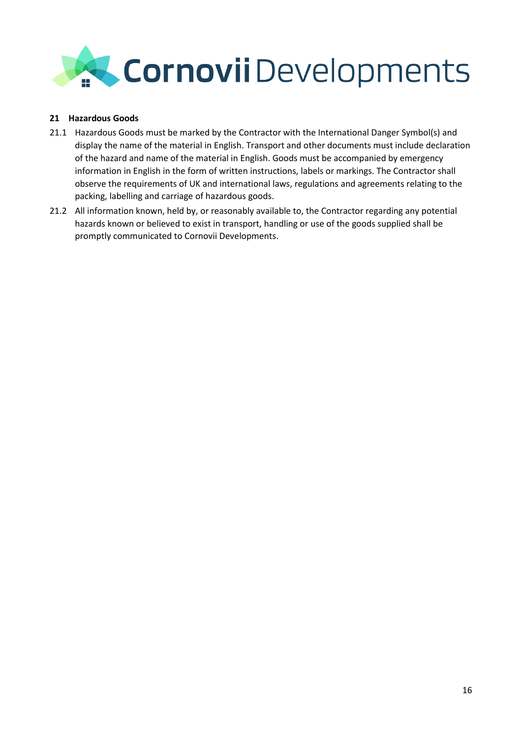## 21 Hazardous Goods

21.1 Hazardous Goods must be marked by the Contractor with the International Danger Symbol(s) and display the name of the material in English. Transport and other documents must include declaration of the hazard and name of the material in English. Goods must be accompanied by emergency information in English in the form of written instructions, labels or markings. The Contractor shall observe the requirements of UK and international laws, regulations and agreements relating to the packing, labelling and carriage of hazardous goods.

21.2 All information known, held by, or reasonably available to, the Contractor regarding any potential hazards known or believed to exist in transport, handling or use of the goods supplied shall be promptly communicated to Cornovii Developments.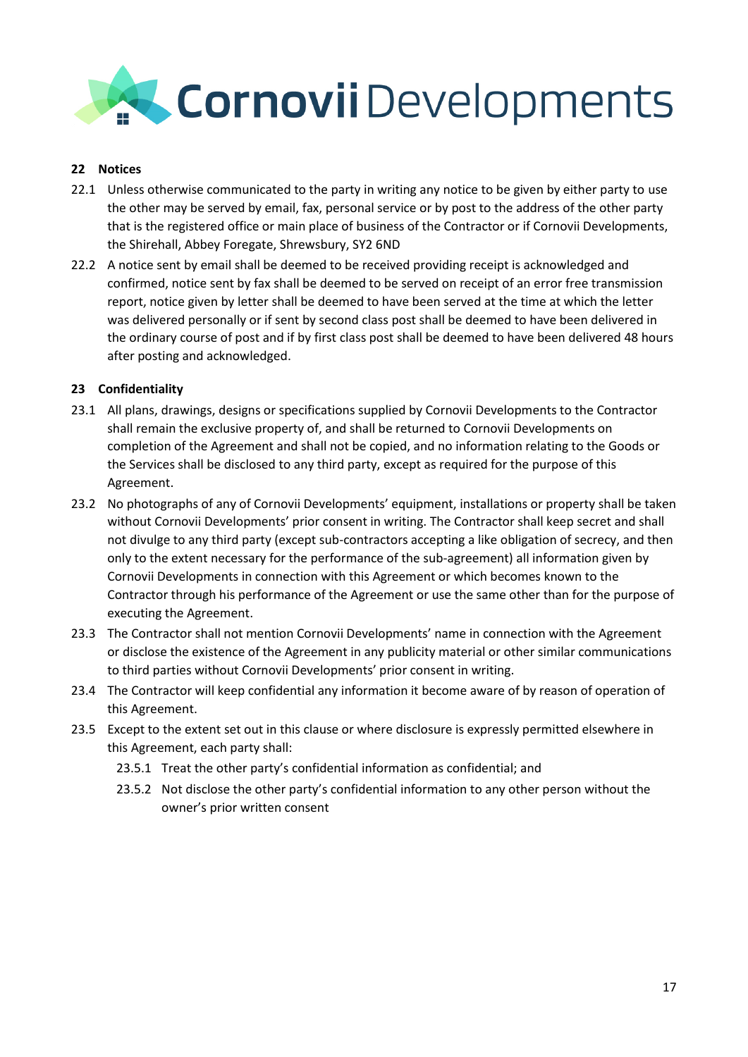## 22 Notices

22.1 Unless otherwise communicated to the party in writing any notice to be given by either party to use the other may be served by email, fax, personal service or by post to the address of the other party that is the registered office or main place of business of the Contractor or if Cornovii Developments, the Shirehall, Abbey Foregate, Shrewsbury, SY2 6ND

22.2 A notice sent by email shall be deemed to be received providing receipt is acknowledged and confirmed, notice sent by fax shall be deemed to be served on receipt of an error free transmission report, notice given by letter shall be deemed to have been served at the time at which the letter was delivered personally or if sent by second class post shall be deemed to have been delivered in the ordinary course of post and if by first class post shall be deemed to have been delivered 48 hours after posting and acknowledged.

## 23 Confidentiality

23.1 All plans, drawings, designs or specifications supplied by Cornovii Developments to the Contractor shall remain the exclusive property of, and shall be returned to Cornovii Developments on completion of the Agreement and shall not be copied, and no information relating to the Goods or the Services shall be disclosed to any third party, except as required for the purpose of this Agreement.

23.2 No photographs of any of Cornovii Developments' equipment, installations or property shall be taken without Cornovii Developments' prior consent in writing. The Contractor shall keep secret and shall not divulge to any third party (except sub-contractors accepting a like obligation of secrecy, and then only to the extent necessary for the performance of the sub-agreement) all information given by Cornovii Developments in connection with this Agreement or which becomes known to the Contractor through his performance of the Agreement or use the same other than for the purpose of executing the Agreement.

23.3 The Contractor shall not mention Cornovii Developments' name in connection with the Agreement or disclose the existence of the Agreement in any publicity material or other similar communications to third parties without Cornovii Developments' prior consent in writing.

23.4 The Contractor will keep confidential any information it become aware of by reason of operation of this Agreement.

23.5 Except to the extent set out in this clause or where disclosure is expressly permitted elsewhere in this Agreement, each party shall:

 23.5.1 Treat the other party's confidential information as confidential; and

 23.5.2 Not disclose the other party's confidential information to any other person without the owner's prior written consent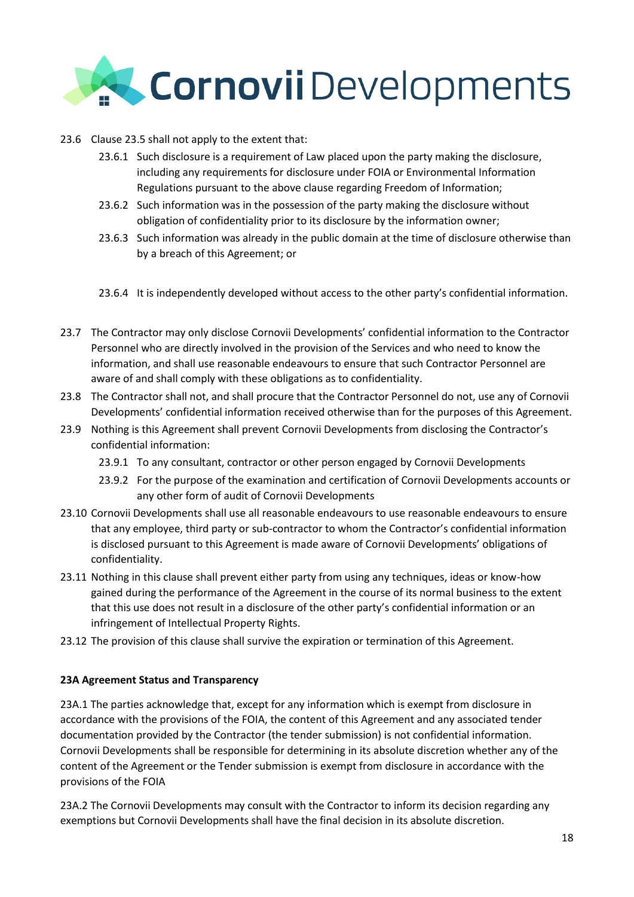23.6 Clause 23.5 shall not apply to the extent that:

- 23.6.1 Such disclosure is a requirement of Law placed upon the party making the disclosure, including any requirements for disclosure under FOIA or Environmental Information Regulations pursuant to the above clause regarding Freedom of Information;
- 23.6.2 Such information was in the possession of the party making the disclosure without obligation of confidentiality prior to its disclosure by the information owner;
- 23.6.3 Such information was already in the public domain at the time of disclosure otherwise than by a breach of this Agreement; or
- 23.6.4 It is independently developed without access to the other party's confidential information.

23.7 The Contractor may only disclose Cornovii Developments' confidential information to the Contractor Personnel who are directly involved in the provision of the Services and who need to know the information, and shall use reasonable endeavours to ensure that such Contractor Personnel are aware of and shall comply with these obligations as to confidentiality.

23.8 The Contractor shall not, and shall procure that the Contractor Personnel do not, use any of Cornovii Developments' confidential information received otherwise than for the purposes of this Agreement.

23.9 Nothing is this Agreement shall prevent Cornovii Developments from disclosing the Contractor's confidential information:

- 23.9.1 To any consultant, contractor or other person engaged by Cornovii Developments
- 23.9.2 For the purpose of the examination and certification of Cornovii Developments accounts or any other form of audit of Cornovii Developments

23.10 Cornovii Developments shall use all reasonable endeavours to use reasonable endeavours to ensure that any employee, third party or sub-contractor to whom the Contractor's confidential information is disclosed pursuant to this Agreement is made aware of Cornovii Developments' obligations of confidentiality.

23.11 Nothing in this clause shall prevent either party from using any techniques, ideas or know-how gained during the performance of the Agreement in the course of its normal business to the extent that this use does not result in a disclosure of the other party's confidential information or an infringement of Intellectual Property Rights.

23.12 The provision of this clause shall survive the expiration or termination of this Agreement.

**23A Agreement Status and Transparency**

23A.1 The parties acknowledge that, except for any information which is exempt from disclosure in accordance with the provisions of the FOIA, the content of this Agreement and any associated tender documentation provided by the Contractor (the tender submission) is not confidential information. Cornovii Developments shall be responsible for determining in its absolute discretion whether any of the content of the Agreement or the Tender submission is exempt from disclosure in accordance with the provisions of the FOIA

23A.2 The Cornovii Developments may consult with the Contractor to inform its decision regarding any exemptions but Cornovii Developments shall have the final decision in its absolute discretion.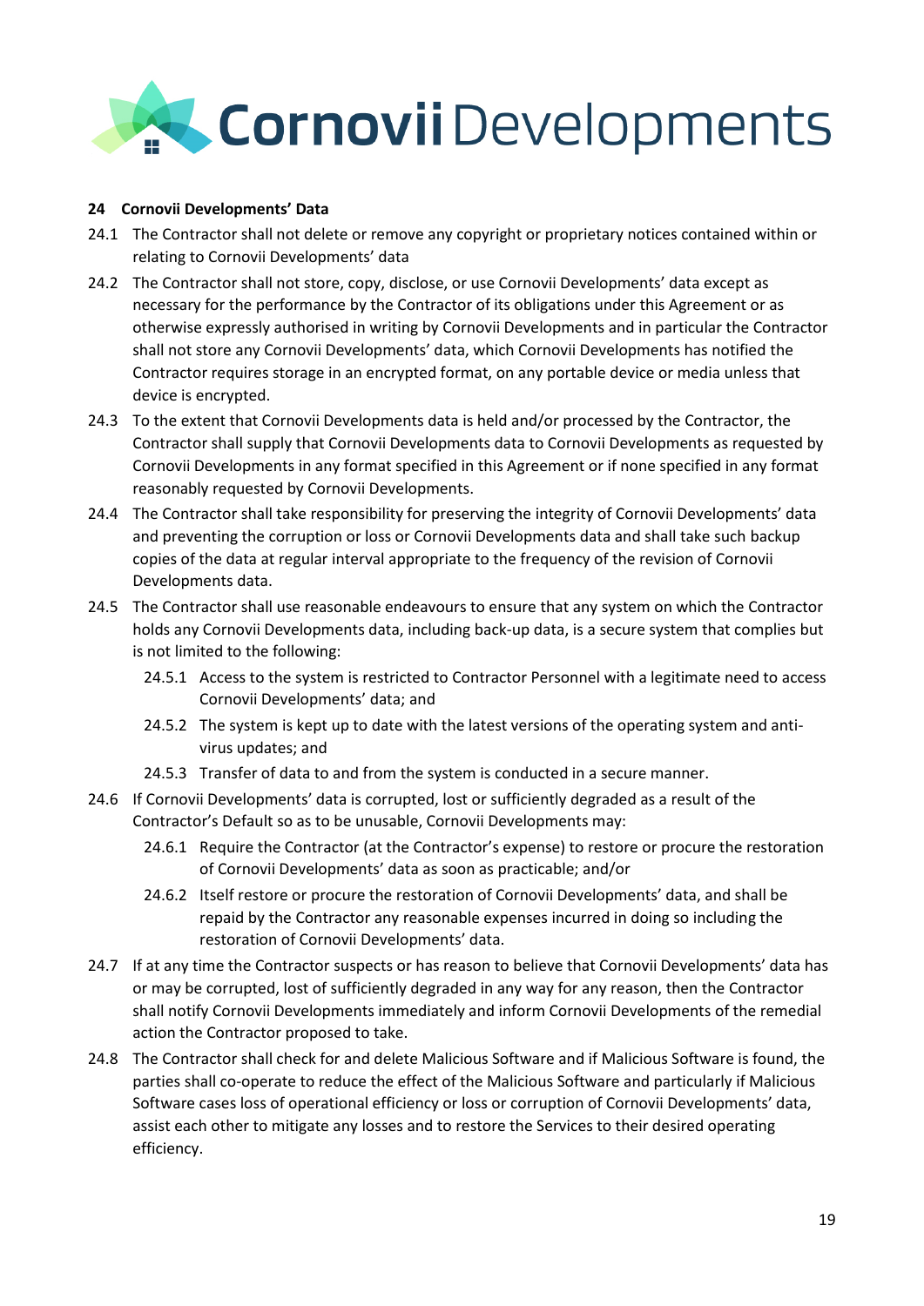**24 Cornovii Developments' Data**

24.1 The Contractor shall not delete or remove any copyright or proprietary notices contained within or relating to Cornovii Developments' data

24.2 The Contractor shall not store, copy, disclose, or use Cornovii Developments' data except as necessary for the performance by the Contractor of its obligations under this Agreement or as otherwise expressly authorised in writing by Cornovii Developments and in particular the Contractor shall not store any Cornovii Developments' data, which Cornovii Developments has notified the Contractor requires storage in an encrypted format, on any portable device or media unless that device is encrypted.

24.3 To the extent that Cornovii Developments data is held and/or processed by the Contractor, the Contractor shall supply that Cornovii Developments data to Cornovii Developments as requested by Cornovii Developments in any format specified in this Agreement or if none specified in any format reasonably requested by Cornovii Developments.

24.4 The Contractor shall take responsibility for preserving the integrity of Cornovii Developments' data and preventing the corruption or loss or Cornovii Developments data and shall take such backup copies of the data at regular interval appropriate to the frequency of the revision of Cornovii Developments data.

24.5 The Contractor shall use reasonable endeavours to ensure that any system on which the Contractor holds any Cornovii Developments data, including back-up data, is a secure system that complies but is not limited to the following:

24.5.1 Access to the system is restricted to Contractor Personnel with a legitimate need to access Cornovii Developments' data; and

24.5.2 The system is kept up to date with the latest versions of the operating system and anti-virus updates; and

24.5.3 Transfer of data to and from the system is conducted in a secure manner.

24.6 If Cornovii Developments' data is corrupted, lost or sufficiently degraded as a result of the Contractor's Default so as to be unusable, Cornovii Developments may:

24.6.1 Require the Contractor (at the Contractor's expense) to restore or procure the restoration of Cornovii Developments' data as soon as practicable; and/or

24.6.2 Itself restore or procure the restoration of Cornovii Developments' data, and shall be repaid by the Contractor any reasonable expenses incurred in doing so including the restoration of Cornovii Developments' data.

24.7 If at any time the Contractor suspects or has reason to believe that Cornovii Developments' data has or may be corrupted, lost of sufficiently degraded in any way for any reason, then the Contractor shall notify Cornovii Developments immediately and inform Cornovii Developments of the remedial action the Contractor proposed to take.

24.8 The Contractor shall check for and delete Malicious Software and if Malicious Software is found, the parties shall co-operate to reduce the effect of the Malicious Software and particularly if Malicious Software cases loss of operational efficiency or loss or corruption of Cornovii Developments' data, assist each other to mitigate any losses and to restore the Services to their desired operating efficiency.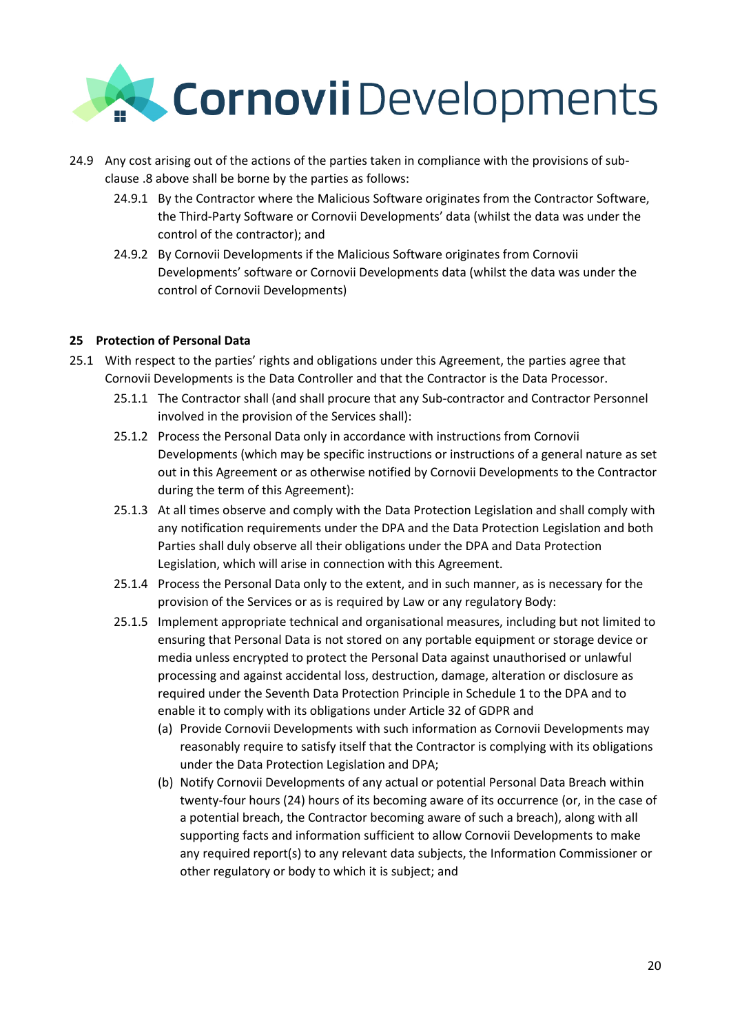24.9 Any cost arising out of the actions of the parties taken in compliance with the provisions of sub-clause .8 above shall be borne by the parties as follows:

24.9.1 By the Contractor where the Malicious Software originates from the Contractor Software, the Third-Party Software or Cornovii Developments' data (whilst the data was under the control of the contractor); and

24.9.2 By Cornovii Developments if the Malicious Software originates from Cornovii Developments' software or Cornovii Developments data (whilst the data was under the control of Cornovii Developments)

**25 Protection of Personal Data**

25.1 With respect to the parties' rights and obligations under this Agreement, the parties agree that Cornovii Developments is the Data Controller and that the Contractor is the Data Processor.

25.1.1 The Contractor shall (and shall procure that any Sub-contractor and Contractor Personnel involved in the provision of the Services shall):

25.1.2 Process the Personal Data only in accordance with instructions from Cornovii Developments (which may be specific instructions or instructions of a general nature as set out in this Agreement or as otherwise notified by Cornovii Developments to the Contractor during the term of this Agreement):

25.1.3 At all times observe and comply with the Data Protection Legislation and shall comply with any notification requirements under the DPA and the Data Protection Legislation and both Parties shall duly observe all their obligations under the DPA and Data Protection Legislation, which will arise in connection with this Agreement.

25.1.4 Process the Personal Data only to the extent, and in such manner, as is necessary for the provision of the Services or as is required by Law or any regulatory Body:

25.1.5 Implement appropriate technical and organisational measures, including but not limited to ensuring that Personal Data is not stored on any portable equipment or storage device or media unless encrypted to protect the Personal Data against unauthorised or unlawful processing and against accidental loss, destruction, damage, alteration or disclosure as required under the Seventh Data Protection Principle in Schedule 1 to the DPA and to enable it to comply with its obligations under Article 32 of GDPR and

(a) Provide Cornovii Developments with such information as Cornovii Developments may reasonably require to satisfy itself that the Contractor is complying with its obligations under the Data Protection Legislation and DPA;

(b) Notify Cornovii Developments of any actual or potential Personal Data Breach within twenty-four hours (24) hours of its becoming aware of its occurrence (or, in the case of a potential breach, the Contractor becoming aware of such a breach), along with all supporting facts and information sufficient to allow Cornovii Developments to make any required report(s) to any relevant data subjects, the Information Commissioner or other regulatory or body to which it is subject; and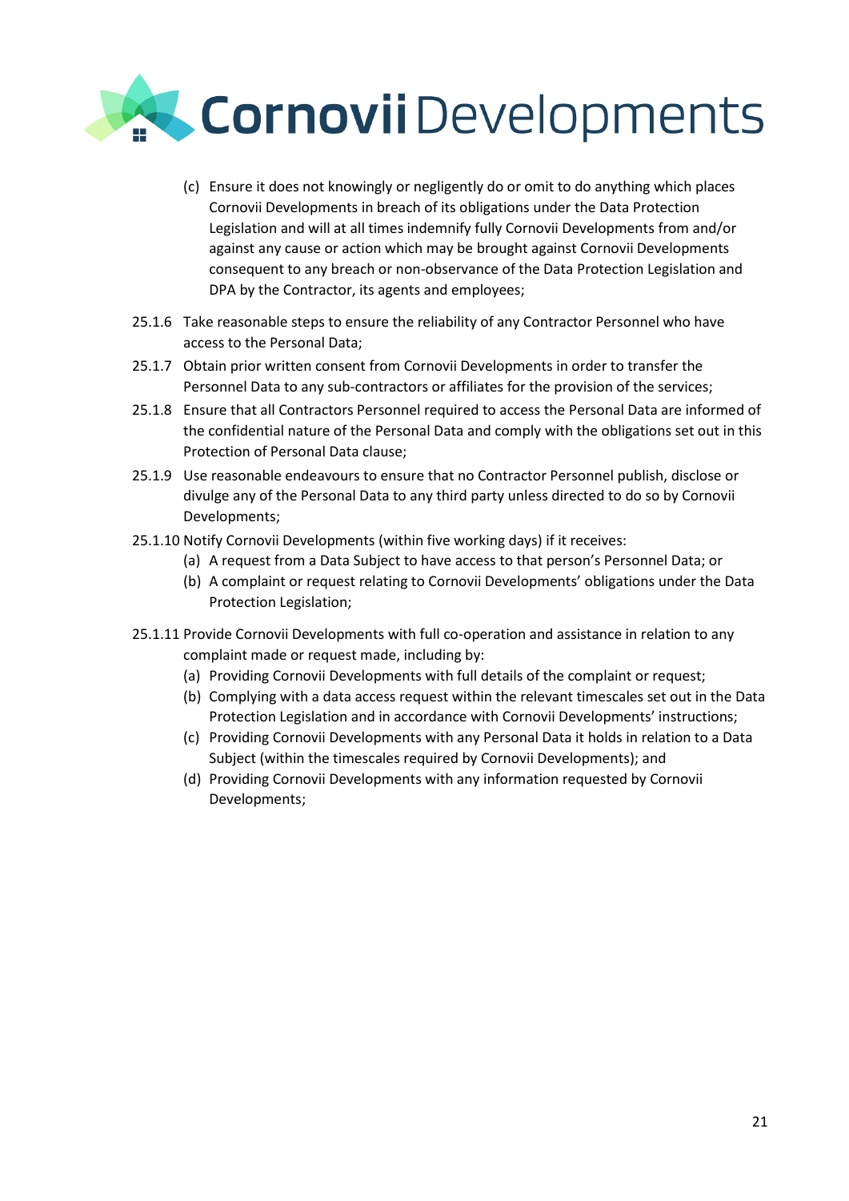(c) Ensure it does not knowingly or negligently do or omit to do anything which places Cornovii Developments in breach of its obligations under the Data Protection Legislation and will at all times indemnify fully Cornovii Developments from and/or against any cause or action which may be brought against Cornovii Developments consequent to any breach or non-observance of the Data Protection Legislation and DPA by the Contractor, its agents and employees;

25.1.6 Take reasonable steps to ensure the reliability of any Contractor Personnel who have access to the Personal Data;

25.1.7 Obtain prior written consent from Cornovii Developments in order to transfer the Personnel Data to any sub-contractors or affiliates for the provision of the services;

25.1.8 Ensure that all Contractors Personnel required to access the Personal Data are informed of the confidential nature of the Personal Data and comply with the obligations set out in this Protection of Personal Data clause;

25.1.9 Use reasonable endeavours to ensure that no Contractor Personnel publish, disclose or divulge any of the Personal Data to any third party unless directed to do so by Cornovii Developments;

25.1.10 Notify Cornovii Developments (within five working days) if it receives:

(a) A request from a Data Subject to have access to that person's Personnel Data; or

(b) A complaint or request relating to Cornovii Developments' obligations under the Data Protection Legislation;

25.1.11 Provide Cornovii Developments with full co-operation and assistance in relation to any complaint made or request made, including by:

(a) Providing Cornovii Developments with full details of the complaint or request;

(b) Complying with a data access request within the relevant timescales set out in the Data Protection Legislation and in accordance with Cornovii Developments' instructions;

(c) Providing Cornovii Developments with any Personal Data it holds in relation to a Data Subject (within the timescales required by Cornovii Developments); and

(d) Providing Cornovii Developments with any information requested by Cornovii Developments;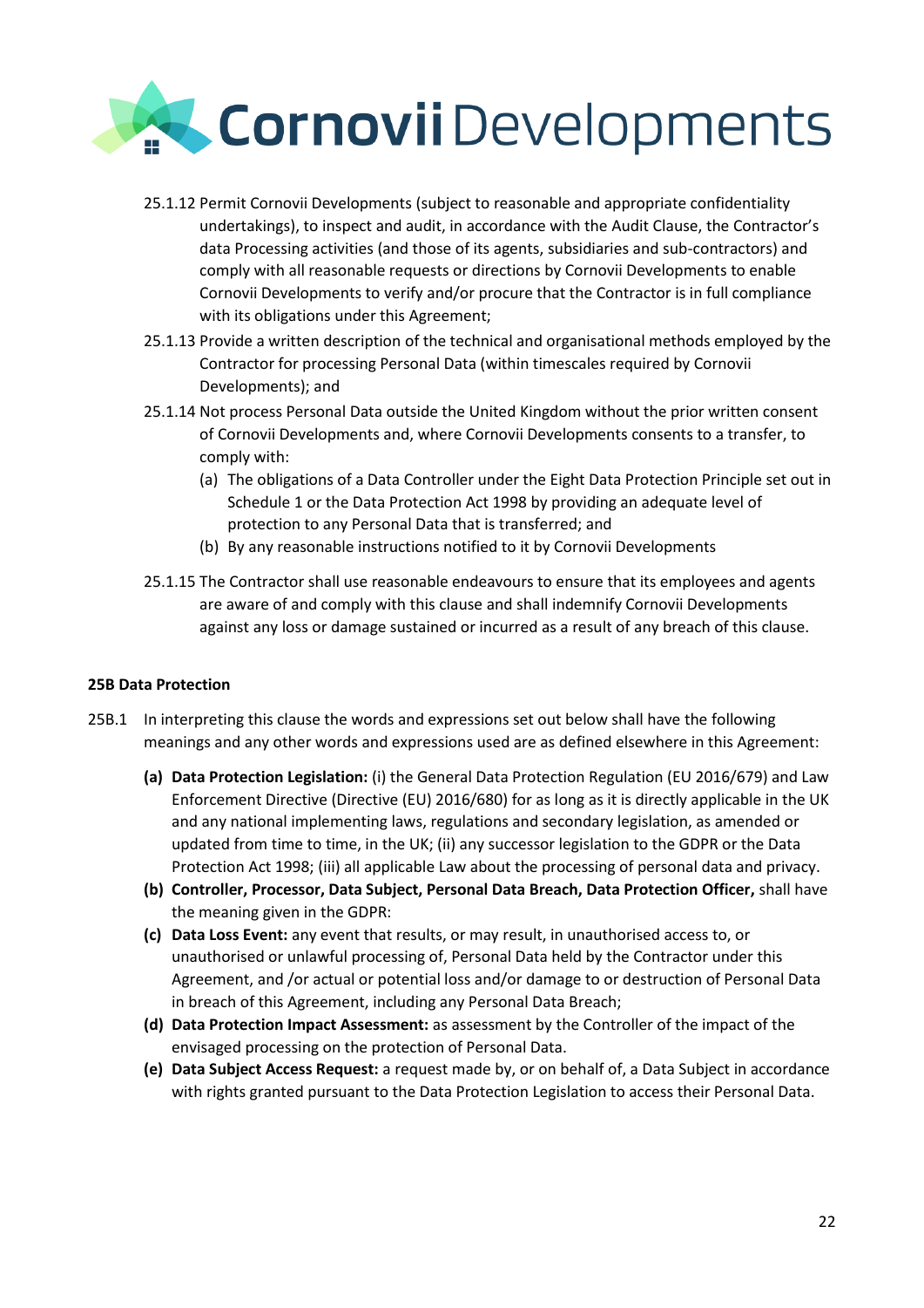25.1.12 Permit Cornovii Developments (subject to reasonable and appropriate confidentiality undertakings), to inspect and audit, in accordance with the Audit Clause, the Contractor's data Processing activities (and those of its agents, subsidiaries and sub-contractors) and comply with all reasonable requests or directions by Cornovii Developments to enable Cornovii Developments to verify and/or procure that the Contractor is in full compliance with its obligations under this Agreement;

25.1.13 Provide a written description of the technical and organisational methods employed by the Contractor for processing Personal Data (within timescales required by Cornovii Developments); and

25.1.14 Not process Personal Data outside the United Kingdom without the prior written consent of Cornovii Developments and, where Cornovii Developments consents to a transfer, to comply with:

   (a) The obligations of a Data Controller under the Eight Data Protection Principle set out in Schedule 1 or the Data Protection Act 1998 by providing an adequate level of protection to any Personal Data that is transferred; and

   (b) By any reasonable instructions notified to it by Cornovii Developments

25.1.15 The Contractor shall use reasonable endeavours to ensure that its employees and agents are aware of and comply with this clause and shall indemnify Cornovii Developments against any loss or damage sustained or incurred as a result of any breach of this clause.

**25B Data Protection**

25B.1 In interpreting this clause the words and expressions set out below shall have the following meanings and any other words and expressions used are as defined elsewhere in this Agreement:

- **(a) Data Protection Legislation:** (i) the General Data Protection Regulation (EU 2016/679) and Law Enforcement Directive (Directive (EU) 2016/680) for as long as it is directly applicable in the UK and any national implementing laws, regulations and secondary legislation, as amended or updated from time to time, in the UK; (ii) any successor legislation to the GDPR or the Data Protection Act 1998; (iii) all applicable Law about the processing of personal data and privacy.
- **(b) Controller, Processor, Data Subject, Personal Data Breach, Data Protection Officer,** shall have the meaning given in the GDPR:
- **(c) Data Loss Event:** any event that results, or may result, in unauthorised access to, or unauthorised or unlawful processing of, Personal Data held by the Contractor under this Agreement, and /or actual or potential loss and/or damage to or destruction of Personal Data in breach of this Agreement, including any Personal Data Breach;
- **(d) Data Protection Impact Assessment:** as assessment by the Controller of the impact of the envisaged processing on the protection of Personal Data.
- **(e) Data Subject Access Request:** a request made by, or on behalf of, a Data Subject in accordance with rights granted pursuant to the Data Protection Legislation to access their Personal Data.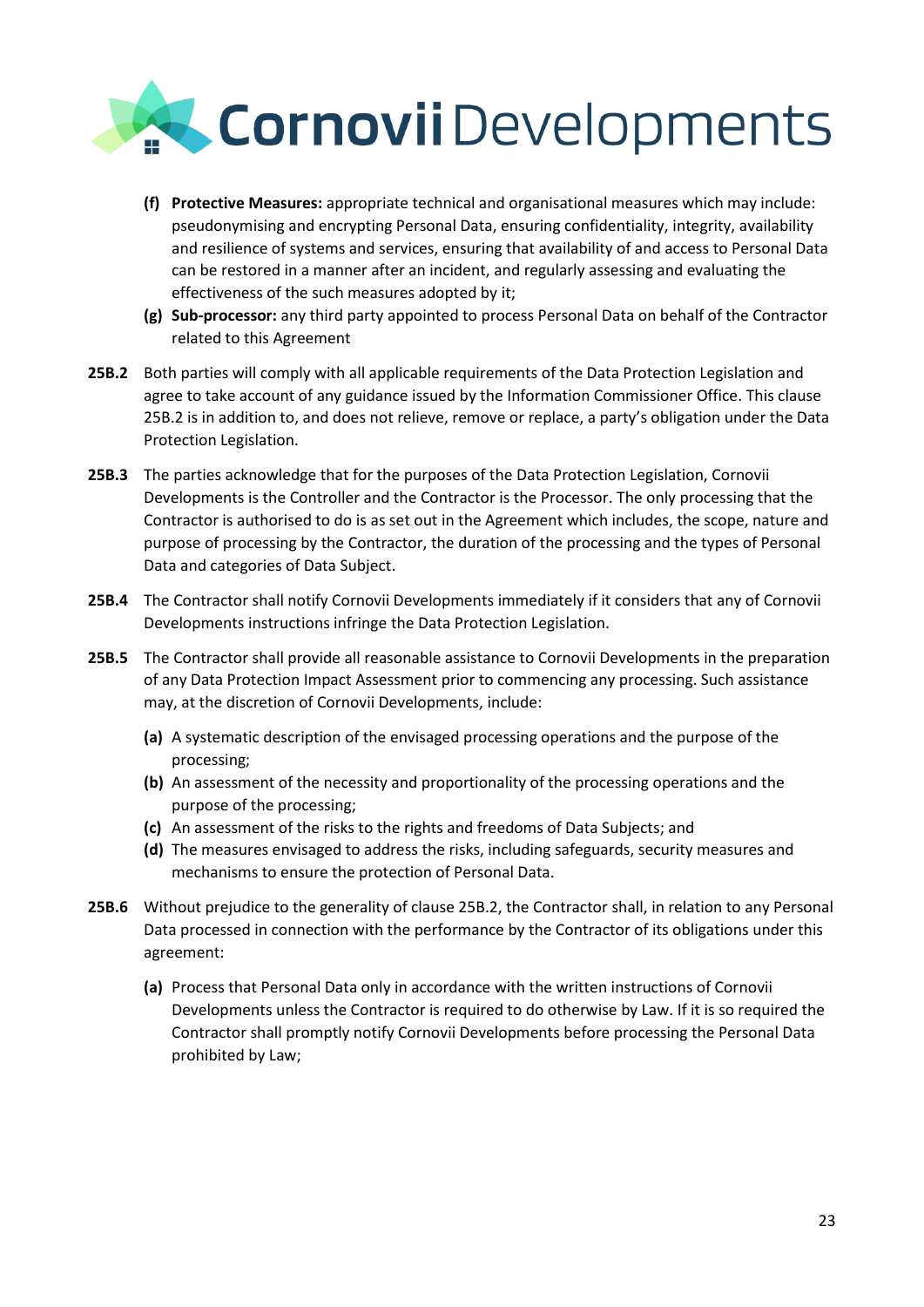- **(f)** **Protective Measures:** appropriate technical and organisational measures which may include: pseudonymising and encrypting Personal Data, ensuring confidentiality, integrity, availability and resilience of systems and services, ensuring that availability of and access to Personal Data can be restored in a manner after an incident, and regularly assessing and evaluating the effectiveness of the such measures adopted by it;
- **(g)** **Sub-processor:** any third party appointed to process Personal Data on behalf of the Contractor related to this Agreement

**25B.2** Both parties will comply with all applicable requirements of the Data Protection Legislation and agree to take account of any guidance issued by the Information Commissioner Office. This clause 25B.2 is in addition to, and does not relieve, remove or replace, a party's obligation under the Data Protection Legislation.

**25B.3** The parties acknowledge that for the purposes of the Data Protection Legislation, Cornovii Developments is the Controller and the Contractor is the Processor. The only processing that the Contractor is authorised to do is as set out in the Agreement which includes, the scope, nature and purpose of processing by the Contractor, the duration of the processing and the types of Personal Data and categories of Data Subject.

**25B.4** The Contractor shall notify Cornovii Developments immediately if it considers that any of Cornovii Developments instructions infringe the Data Protection Legislation.

**25B.5** The Contractor shall provide all reasonable assistance to Cornovii Developments in the preparation of any Data Protection Impact Assessment prior to commencing any processing. Such assistance may, at the discretion of Cornovii Developments, include:

- **(a)** A systematic description of the envisaged processing operations and the purpose of the processing;
- **(b)** An assessment of the necessity and proportionality of the processing operations and the purpose of the processing;
- **(c)** An assessment of the risks to the rights and freedoms of Data Subjects; and
- **(d)** The measures envisaged to address the risks, including safeguards, security measures and mechanisms to ensure the protection of Personal Data.

**25B.6** Without prejudice to the generality of clause 25B.2, the Contractor shall, in relation to any Personal Data processed in connection with the performance by the Contractor of its obligations under this agreement:

- **(a)** Process that Personal Data only in accordance with the written instructions of Cornovii Developments unless the Contractor is required to do otherwise by Law. If it is so required the Contractor shall promptly notify Cornovii Developments before processing the Personal Data prohibited by Law;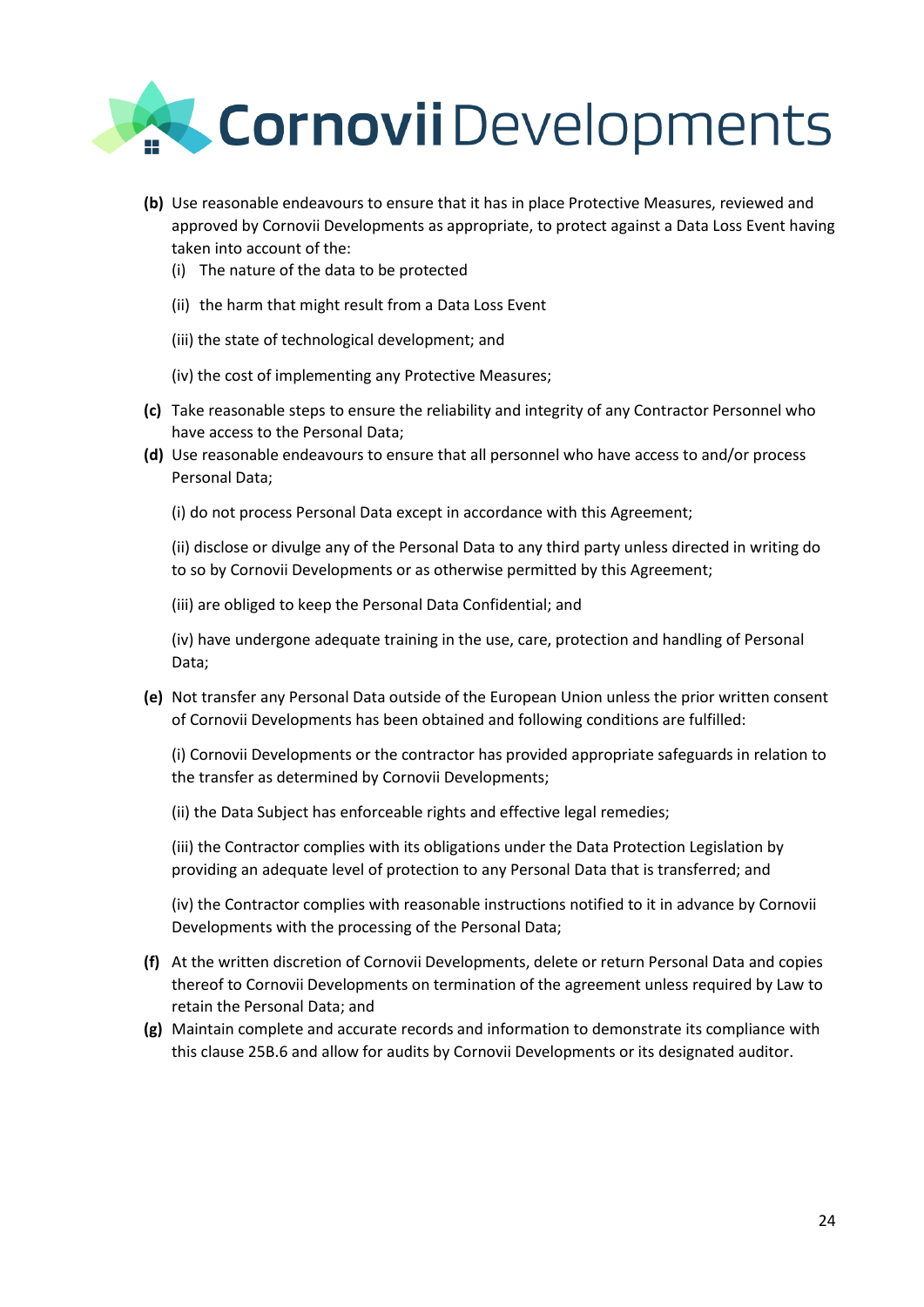**(b)** Use reasonable endeavours to ensure that it has in place Protective Measures, reviewed and approved by Cornovii Developments as appropriate, to protect against a Data Loss Event having taken into account of the:

(i) The nature of the data to be protected

(ii) the harm that might result from a Data Loss Event

(iii) the state of technological development; and

(iv) the cost of implementing any Protective Measures;

**(c)** Take reasonable steps to ensure the reliability and integrity of any Contractor Personnel who have access to the Personal Data;

**(d)** Use reasonable endeavours to ensure that all personnel who have access to and/or process Personal Data;

(i) do not process Personal Data except in accordance with this Agreement;

(ii) disclose or divulge any of the Personal Data to any third party unless directed in writing do to so by Cornovii Developments or as otherwise permitted by this Agreement;

(iii) are obliged to keep the Personal Data Confidential; and

(iv) have undergone adequate training in the use, care, protection and handling of Personal Data;

**(e)** Not transfer any Personal Data outside of the European Union unless the prior written consent of Cornovii Developments has been obtained and following conditions are fulfilled:

(i) Cornovii Developments or the contractor has provided appropriate safeguards in relation to the transfer as determined by Cornovii Developments;

(ii) the Data Subject has enforceable rights and effective legal remedies;

(iii) the Contractor complies with its obligations under the Data Protection Legislation by providing an adequate level of protection to any Personal Data that is transferred; and

(iv) the Contractor complies with reasonable instructions notified to it in advance by Cornovii Developments with the processing of the Personal Data;

**(f)** At the written discretion of Cornovii Developments, delete or return Personal Data and copies thereof to Cornovii Developments on termination of the agreement unless required by Law to retain the Personal Data; and

**(g)** Maintain complete and accurate records and information to demonstrate its compliance with this clause 25B.6 and allow for audits by Cornovii Developments or its designated auditor.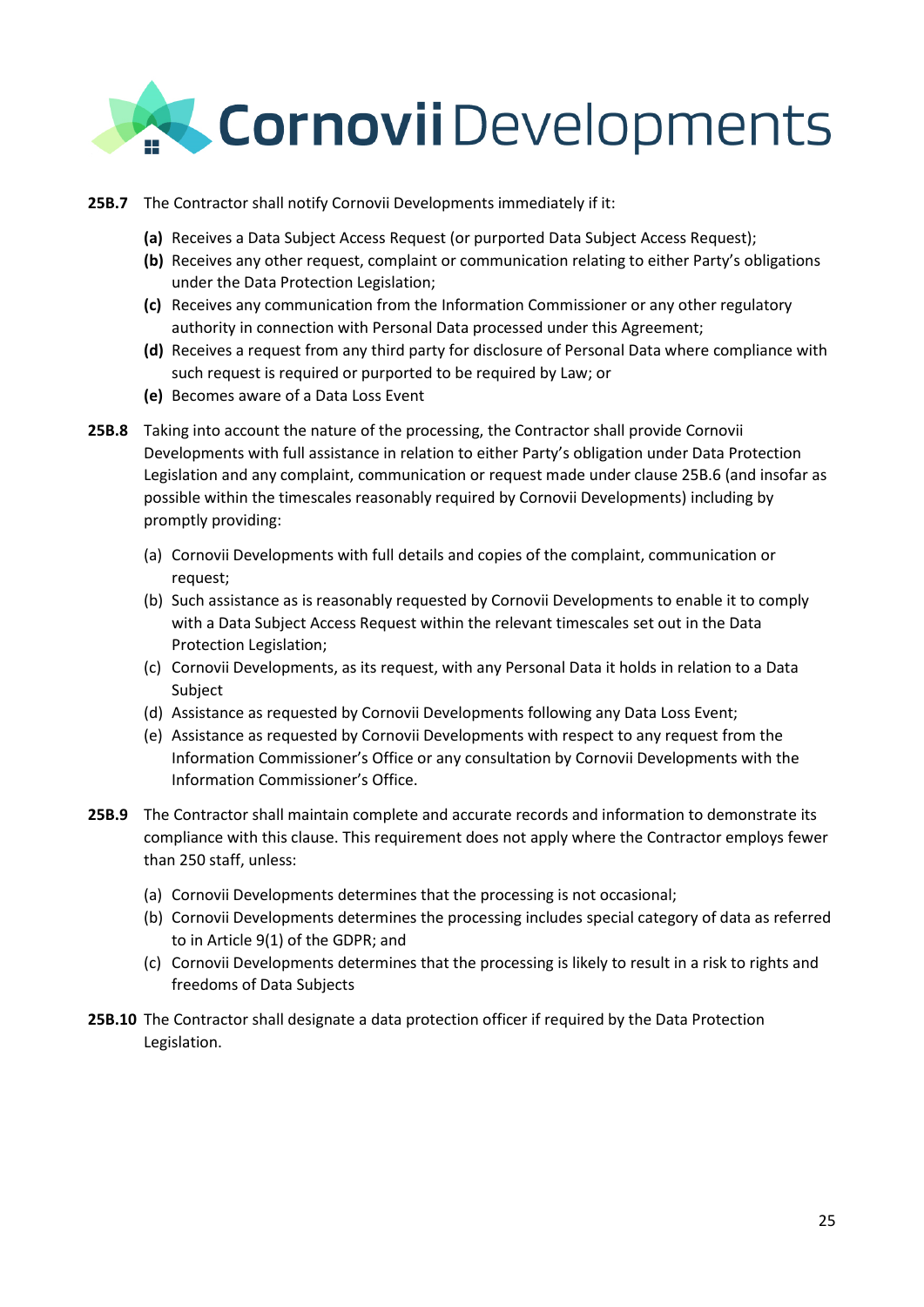**25B.7** The Contractor shall notify Cornovii Developments immediately if it:

- **(a)** Receives a Data Subject Access Request (or purported Data Subject Access Request);
- **(b)** Receives any other request, complaint or communication relating to either Party's obligations under the Data Protection Legislation;
- **(c)** Receives any communication from the Information Commissioner or any other regulatory authority in connection with Personal Data processed under this Agreement;
- **(d)** Receives a request from any third party for disclosure of Personal Data where compliance with such request is required or purported to be required by Law; or
- **(e)** Becomes aware of a Data Loss Event

**25B.8** Taking into account the nature of the processing, the Contractor shall provide Cornovii Developments with full assistance in relation to either Party's obligation under Data Protection Legislation and any complaint, communication or request made under clause 25B.6 (and insofar as possible within the timescales reasonably required by Cornovii Developments) including by promptly providing:

- (a) Cornovii Developments with full details and copies of the complaint, communication or request;
- (b) Such assistance as is reasonably requested by Cornovii Developments to enable it to comply with a Data Subject Access Request within the relevant timescales set out in the Data Protection Legislation;
- (c) Cornovii Developments, as its request, with any Personal Data it holds in relation to a Data Subject
- (d) Assistance as requested by Cornovii Developments following any Data Loss Event;
- (e) Assistance as requested by Cornovii Developments with respect to any request from the Information Commissioner's Office or any consultation by Cornovii Developments with the Information Commissioner's Office.

**25B.9** The Contractor shall maintain complete and accurate records and information to demonstrate its compliance with this clause. This requirement does not apply where the Contractor employs fewer than 250 staff, unless:

- (a) Cornovii Developments determines that the processing is not occasional;
- (b) Cornovii Developments determines the processing includes special category of data as referred to in Article 9(1) of the GDPR; and
- (c) Cornovii Developments determines that the processing is likely to result in a risk to rights and freedoms of Data Subjects

**25B.10** The Contractor shall designate a data protection officer if required by the Data Protection Legislation.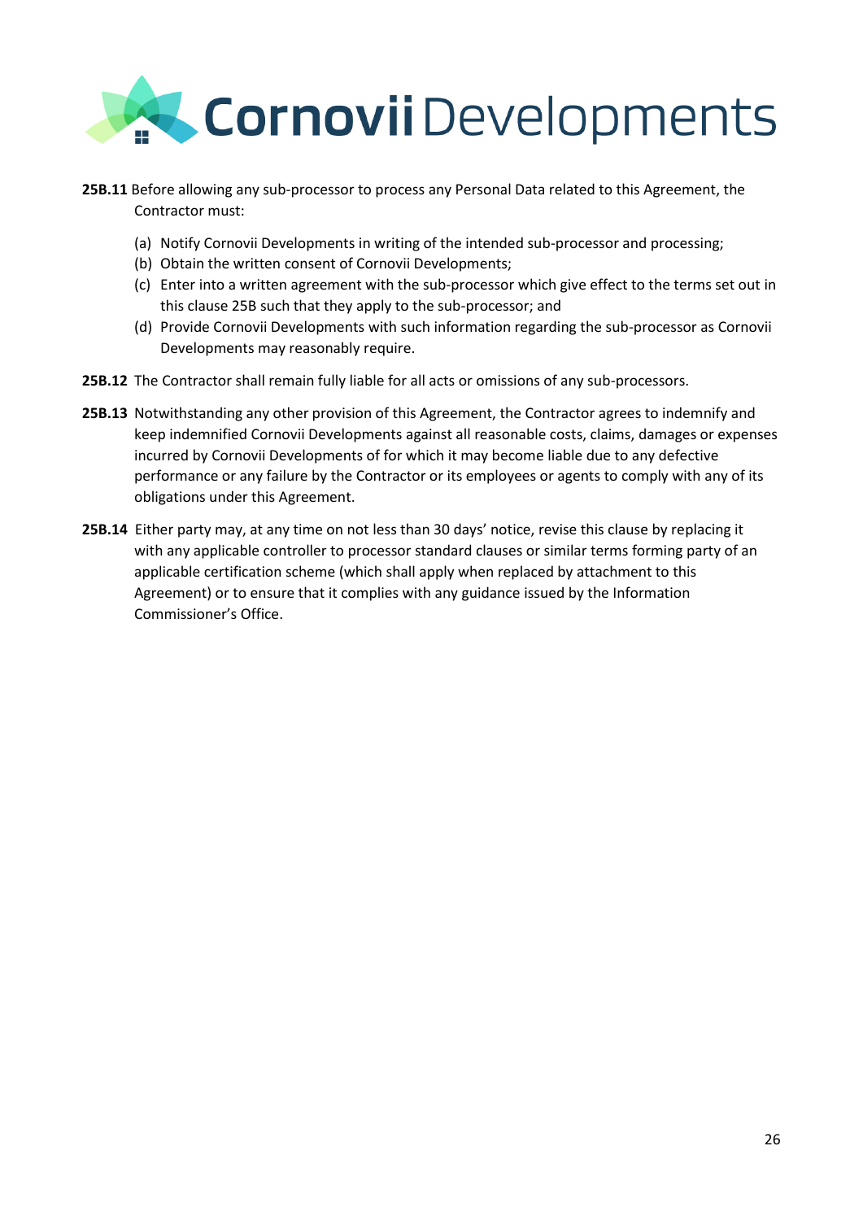**25B.11** Before allowing any sub-processor to process any Personal Data related to this Agreement, the Contractor must:

(a) Notify Cornovii Developments in writing of the intended sub-processor and processing;
(b) Obtain the written consent of Cornovii Developments;
(c) Enter into a written agreement with the sub-processor which give effect to the terms set out in this clause 25B such that they apply to the sub-processor; and
(d) Provide Cornovii Developments with such information regarding the sub-processor as Cornovii Developments may reasonably require.

**25B.12** The Contractor shall remain fully liable for all acts or omissions of any sub-processors.

**25B.13** Notwithstanding any other provision of this Agreement, the Contractor agrees to indemnify and keep indemnified Cornovii Developments against all reasonable costs, claims, damages or expenses incurred by Cornovii Developments of for which it may become liable due to any defective performance or any failure by the Contractor or its employees or agents to comply with any of its obligations under this Agreement.

**25B.14** Either party may, at any time on not less than 30 days' notice, revise this clause by replacing it with any applicable controller to processor standard clauses or similar terms forming party of an applicable certification scheme (which shall apply when replaced by attachment to this Agreement) or to ensure that it complies with any guidance issued by the Information Commissioner's Office.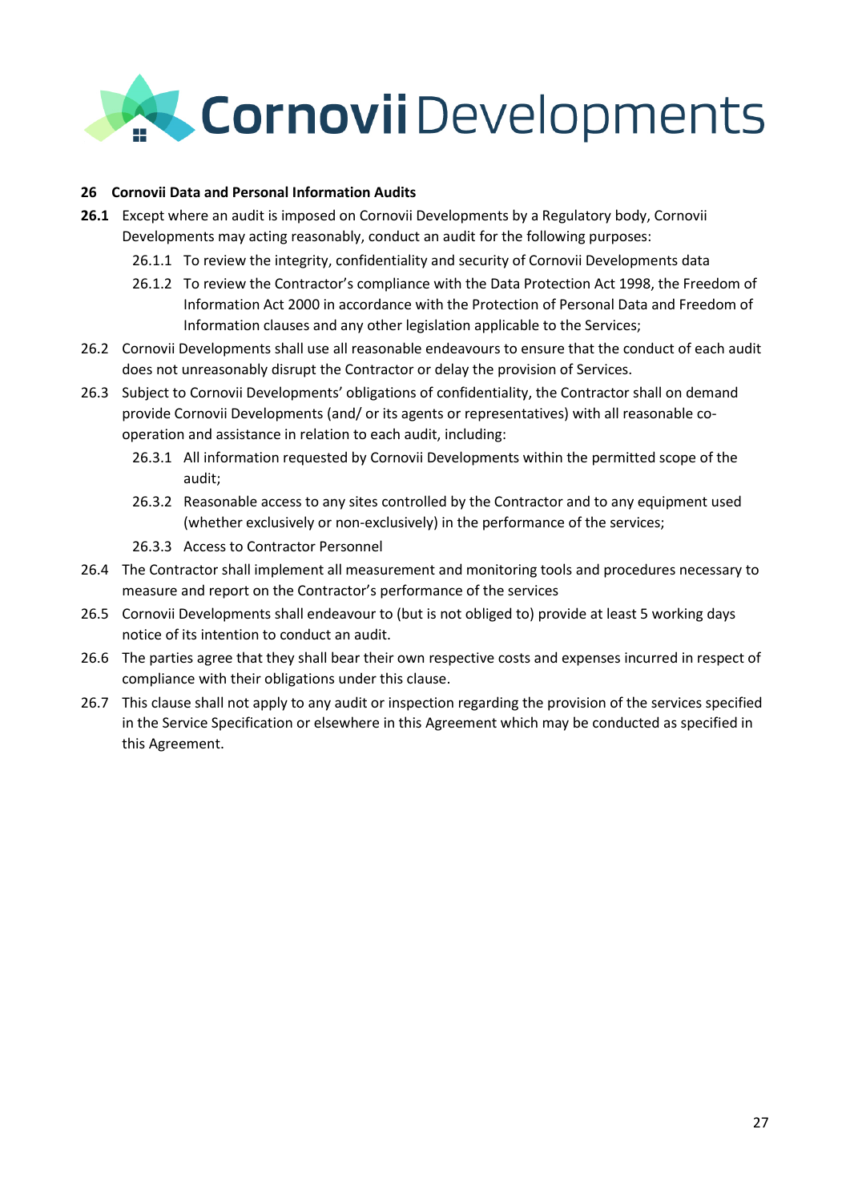## 26 Cornovii Data and Personal Information Audits

**26.1** Except where an audit is imposed on Cornovii Developments by a Regulatory body, Cornovii Developments may acting reasonably, conduct an audit for the following purposes:

- 26.1.1 To review the integrity, confidentiality and security of Cornovii Developments data
- 26.1.2 To review the Contractor's compliance with the Data Protection Act 1998, the Freedom of Information Act 2000 in accordance with the Protection of Personal Data and Freedom of Information clauses and any other legislation applicable to the Services;

26.2 Cornovii Developments shall use all reasonable endeavours to ensure that the conduct of each audit does not unreasonably disrupt the Contractor or delay the provision of Services.

26.3 Subject to Cornovii Developments' obligations of confidentiality, the Contractor shall on demand provide Cornovii Developments (and/ or its agents or representatives) with all reasonable co-operation and assistance in relation to each audit, including:

- 26.3.1 All information requested by Cornovii Developments within the permitted scope of the audit;
- 26.3.2 Reasonable access to any sites controlled by the Contractor and to any equipment used (whether exclusively or non-exclusively) in the performance of the services;
- 26.3.3 Access to Contractor Personnel

26.4 The Contractor shall implement all measurement and monitoring tools and procedures necessary to measure and report on the Contractor's performance of the services

26.5 Cornovii Developments shall endeavour to (but is not obliged to) provide at least 5 working days notice of its intention to conduct an audit.

26.6 The parties agree that they shall bear their own respective costs and expenses incurred in respect of compliance with their obligations under this clause.

26.7 This clause shall not apply to any audit or inspection regarding the provision of the services specified in the Service Specification or elsewhere in this Agreement which may be conducted as specified in this Agreement.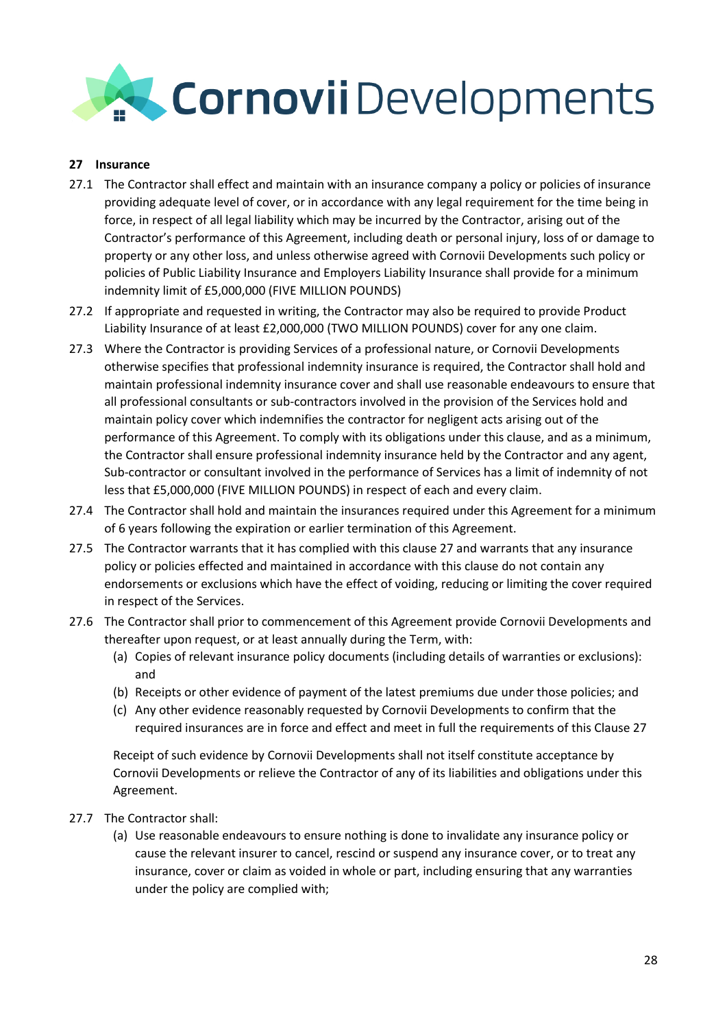## 27 Insurance

27.1 The Contractor shall effect and maintain with an insurance company a policy or policies of insurance providing adequate level of cover, or in accordance with any legal requirement for the time being in force, in respect of all legal liability which may be incurred by the Contractor, arising out of the Contractor's performance of this Agreement, including death or personal injury, loss of or damage to property or any other loss, and unless otherwise agreed with Cornovii Developments such policy or policies of Public Liability Insurance and Employers Liability Insurance shall provide for a minimum indemnity limit of £5,000,000 (FIVE MILLION POUNDS)

27.2 If appropriate and requested in writing, the Contractor may also be required to provide Product Liability Insurance of at least £2,000,000 (TWO MILLION POUNDS) cover for any one claim.

27.3 Where the Contractor is providing Services of a professional nature, or Cornovii Developments otherwise specifies that professional indemnity insurance is required, the Contractor shall hold and maintain professional indemnity insurance cover and shall use reasonable endeavours to ensure that all professional consultants or sub-contractors involved in the provision of the Services hold and maintain policy cover which indemnifies the contractor for negligent acts arising out of the performance of this Agreement. To comply with its obligations under this clause, and as a minimum, the Contractor shall ensure professional indemnity insurance held by the Contractor and any agent, Sub-contractor or consultant involved in the performance of Services has a limit of indemnity of not less that £5,000,000 (FIVE MILLION POUNDS) in respect of each and every claim.

27.4 The Contractor shall hold and maintain the insurances required under this Agreement for a minimum of 6 years following the expiration or earlier termination of this Agreement.

27.5 The Contractor warrants that it has complied with this clause 27 and warrants that any insurance policy or policies effected and maintained in accordance with this clause do not contain any endorsements or exclusions which have the effect of voiding, reducing or limiting the cover required in respect of the Services.

27.6 The Contractor shall prior to commencement of this Agreement provide Cornovii Developments and thereafter upon request, or at least annually during the Term, with:

(a) Copies of relevant insurance policy documents (including details of warranties or exclusions): and

(b) Receipts or other evidence of payment of the latest premiums due under those policies; and

(c) Any other evidence reasonably requested by Cornovii Developments to confirm that the required insurances are in force and effect and meet in full the requirements of this Clause 27

Receipt of such evidence by Cornovii Developments shall not itself constitute acceptance by Cornovii Developments or relieve the Contractor of any of its liabilities and obligations under this Agreement.

27.7 The Contractor shall:

(a) Use reasonable endeavours to ensure nothing is done to invalidate any insurance policy or cause the relevant insurer to cancel, rescind or suspend any insurance cover, or to treat any insurance, cover or claim as voided in whole or part, including ensuring that any warranties under the policy are complied with;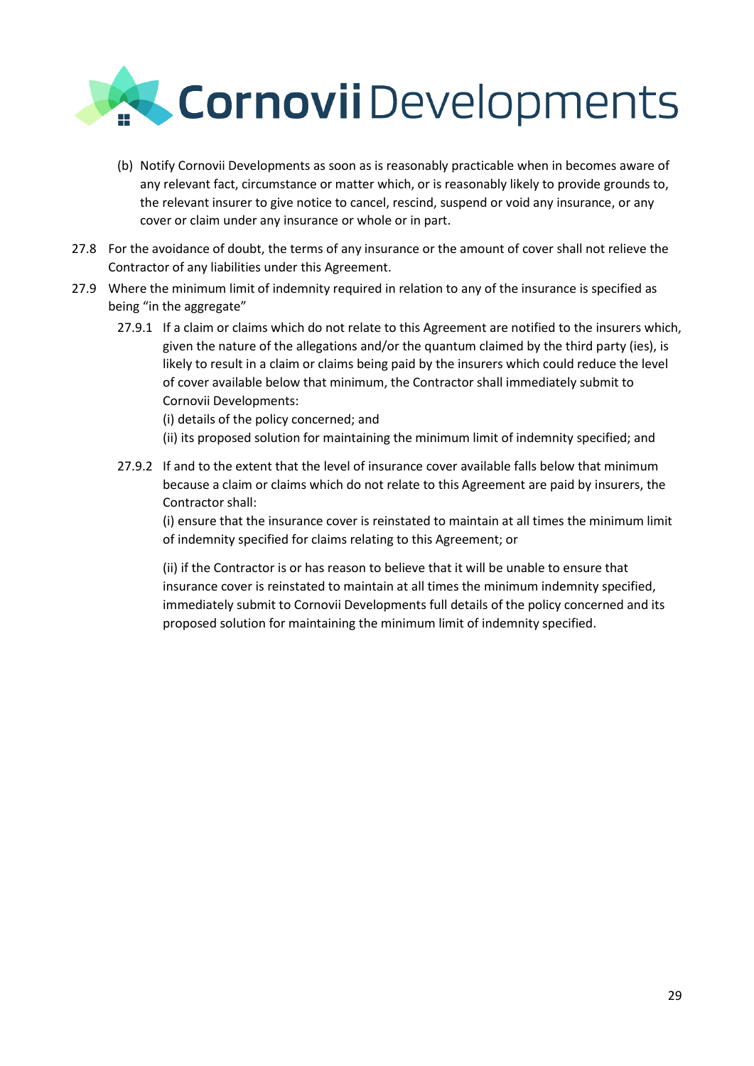(b) Notify Cornovii Developments as soon as is reasonably practicable when in becomes aware of any relevant fact, circumstance or matter which, or is reasonably likely to provide grounds to, the relevant insurer to give notice to cancel, rescind, suspend or void any insurance, or any cover or claim under any insurance or whole or in part.

27.8 For the avoidance of doubt, the terms of any insurance or the amount of cover shall not relieve the Contractor of any liabilities under this Agreement.

27.9 Where the minimum limit of indemnity required in relation to any of the insurance is specified as being "in the aggregate"

27.9.1 If a claim or claims which do not relate to this Agreement are notified to the insurers which, given the nature of the allegations and/or the quantum claimed by the third party (ies), is likely to result in a claim or claims being paid by the insurers which could reduce the level of cover available below that minimum, the Contractor shall immediately submit to Cornovii Developments:

(i) details of the policy concerned; and

(ii) its proposed solution for maintaining the minimum limit of indemnity specified; and

27.9.2 If and to the extent that the level of insurance cover available falls below that minimum because a claim or claims which do not relate to this Agreement are paid by insurers, the Contractor shall:

(i) ensure that the insurance cover is reinstated to maintain at all times the minimum limit of indemnity specified for claims relating to this Agreement; or

(ii) if the Contractor is or has reason to believe that it will be unable to ensure that insurance cover is reinstated to maintain at all times the minimum indemnity specified, immediately submit to Cornovii Developments full details of the policy concerned and its proposed solution for maintaining the minimum limit of indemnity specified.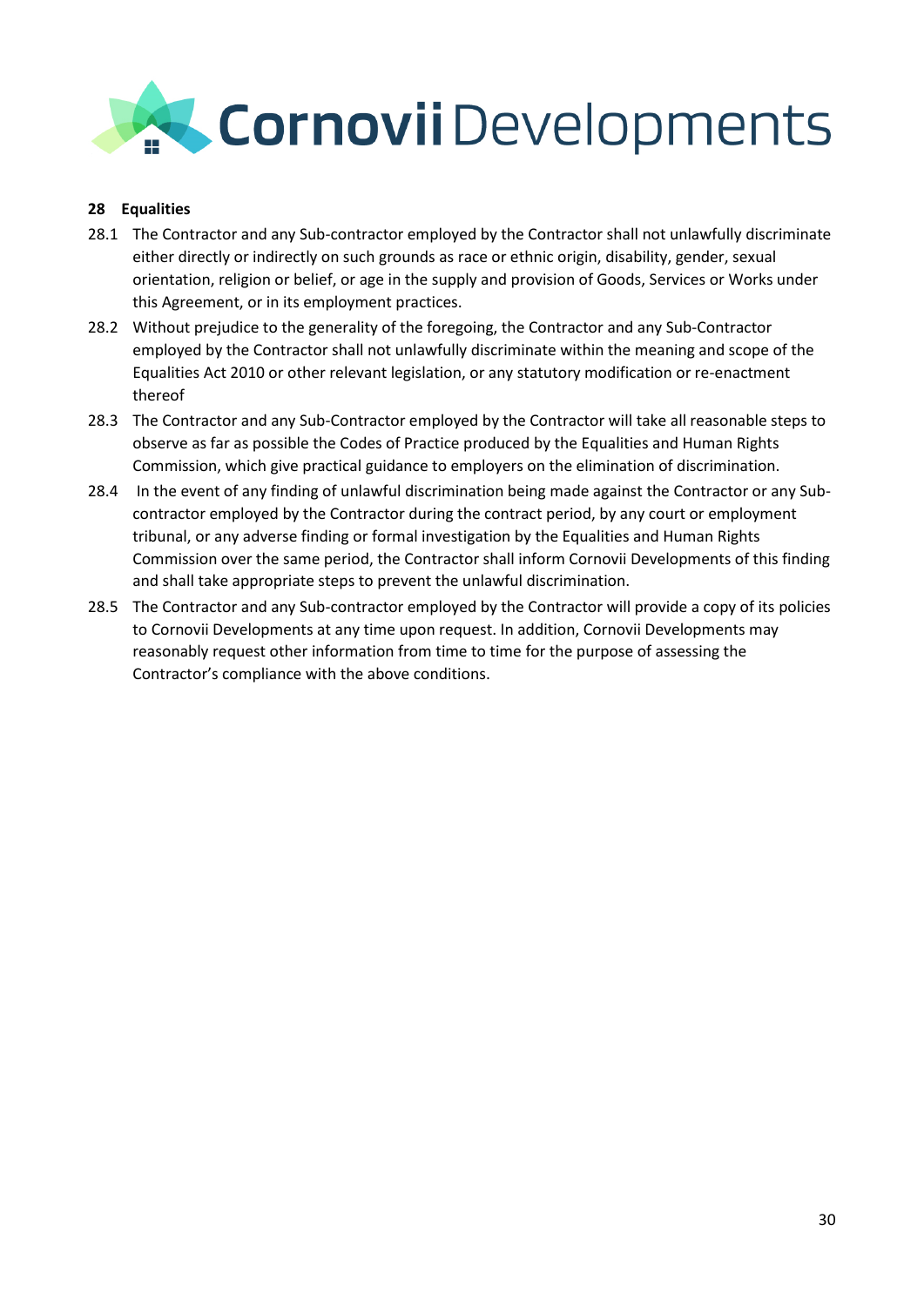## 28 Equalities

28.1 The Contractor and any Sub-contractor employed by the Contractor shall not unlawfully discriminate either directly or indirectly on such grounds as race or ethnic origin, disability, gender, sexual orientation, religion or belief, or age in the supply and provision of Goods, Services or Works under this Agreement, or in its employment practices.

28.2 Without prejudice to the generality of the foregoing, the Contractor and any Sub-Contractor employed by the Contractor shall not unlawfully discriminate within the meaning and scope of the Equalities Act 2010 or other relevant legislation, or any statutory modification or re-enactment thereof

28.3 The Contractor and any Sub-Contractor employed by the Contractor will take all reasonable steps to observe as far as possible the Codes of Practice produced by the Equalities and Human Rights Commission, which give practical guidance to employers on the elimination of discrimination.

28.4 In the event of any finding of unlawful discrimination being made against the Contractor or any Sub-contractor employed by the Contractor during the contract period, by any court or employment tribunal, or any adverse finding or formal investigation by the Equalities and Human Rights Commission over the same period, the Contractor shall inform Cornovii Developments of this finding and shall take appropriate steps to prevent the unlawful discrimination.

28.5 The Contractor and any Sub-contractor employed by the Contractor will provide a copy of its policies to Cornovii Developments at any time upon request. In addition, Cornovii Developments may reasonably request other information from time to time for the purpose of assessing the Contractor's compliance with the above conditions.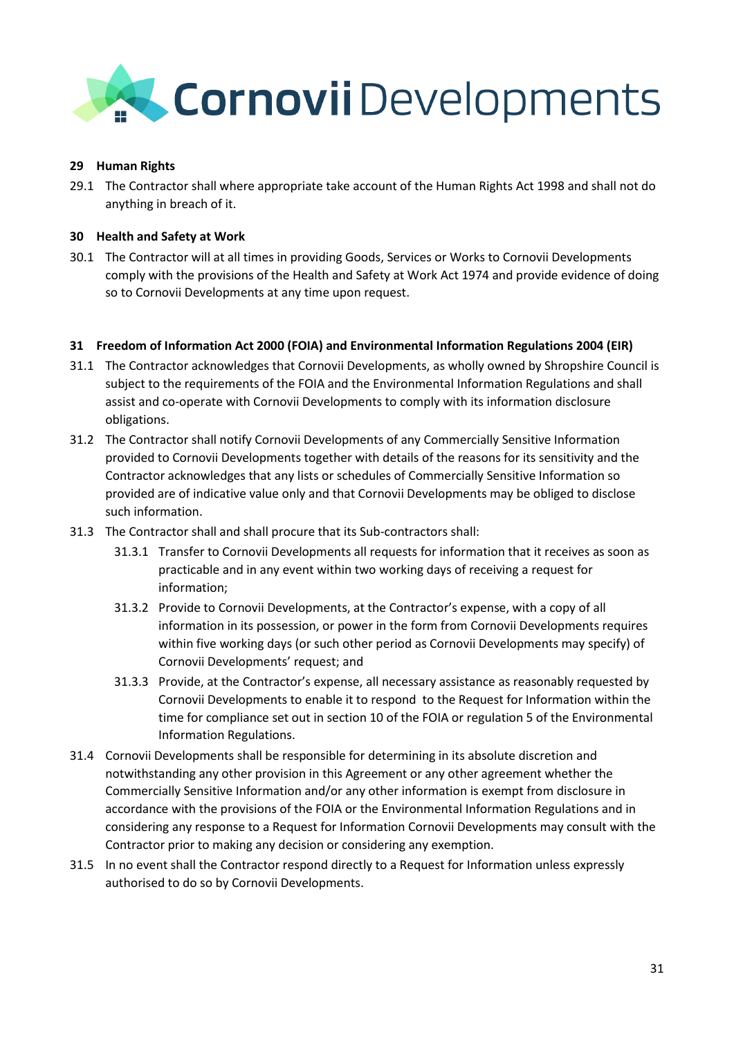**29 Human Rights**

29.1 The Contractor shall where appropriate take account of the Human Rights Act 1998 and shall not do anything in breach of it.

**30 Health and Safety at Work**

30.1 The Contractor will at all times in providing Goods, Services or Works to Cornovii Developments comply with the provisions of the Health and Safety at Work Act 1974 and provide evidence of doing so to Cornovii Developments at any time upon request.

**31 Freedom of Information Act 2000 (FOIA) and Environmental Information Regulations 2004 (EIR)**

31.1 The Contractor acknowledges that Cornovii Developments, as wholly owned by Shropshire Council is subject to the requirements of the FOIA and the Environmental Information Regulations and shall assist and co-operate with Cornovii Developments to comply with its information disclosure obligations.

31.2 The Contractor shall notify Cornovii Developments of any Commercially Sensitive Information provided to Cornovii Developments together with details of the reasons for its sensitivity and the Contractor acknowledges that any lists or schedules of Commercially Sensitive Information so provided are of indicative value only and that Cornovii Developments may be obliged to disclose such information.

31.3 The Contractor shall and shall procure that its Sub-contractors shall:

31.3.1 Transfer to Cornovii Developments all requests for information that it receives as soon as practicable and in any event within two working days of receiving a request for information;

31.3.2 Provide to Cornovii Developments, at the Contractor's expense, with a copy of all information in its possession, or power in the form from Cornovii Developments requires within five working days (or such other period as Cornovii Developments may specify) of Cornovii Developments' request; and

31.3.3 Provide, at the Contractor's expense, all necessary assistance as reasonably requested by Cornovii Developments to enable it to respond to the Request for Information within the time for compliance set out in section 10 of the FOIA or regulation 5 of the Environmental Information Regulations.

31.4 Cornovii Developments shall be responsible for determining in its absolute discretion and notwithstanding any other provision in this Agreement or any other agreement whether the Commercially Sensitive Information and/or any other information is exempt from disclosure in accordance with the provisions of the FOIA or the Environmental Information Regulations and in considering any response to a Request for Information Cornovii Developments may consult with the Contractor prior to making any decision or considering any exemption.

31.5 In no event shall the Contractor respond directly to a Request for Information unless expressly authorised to do so by Cornovii Developments.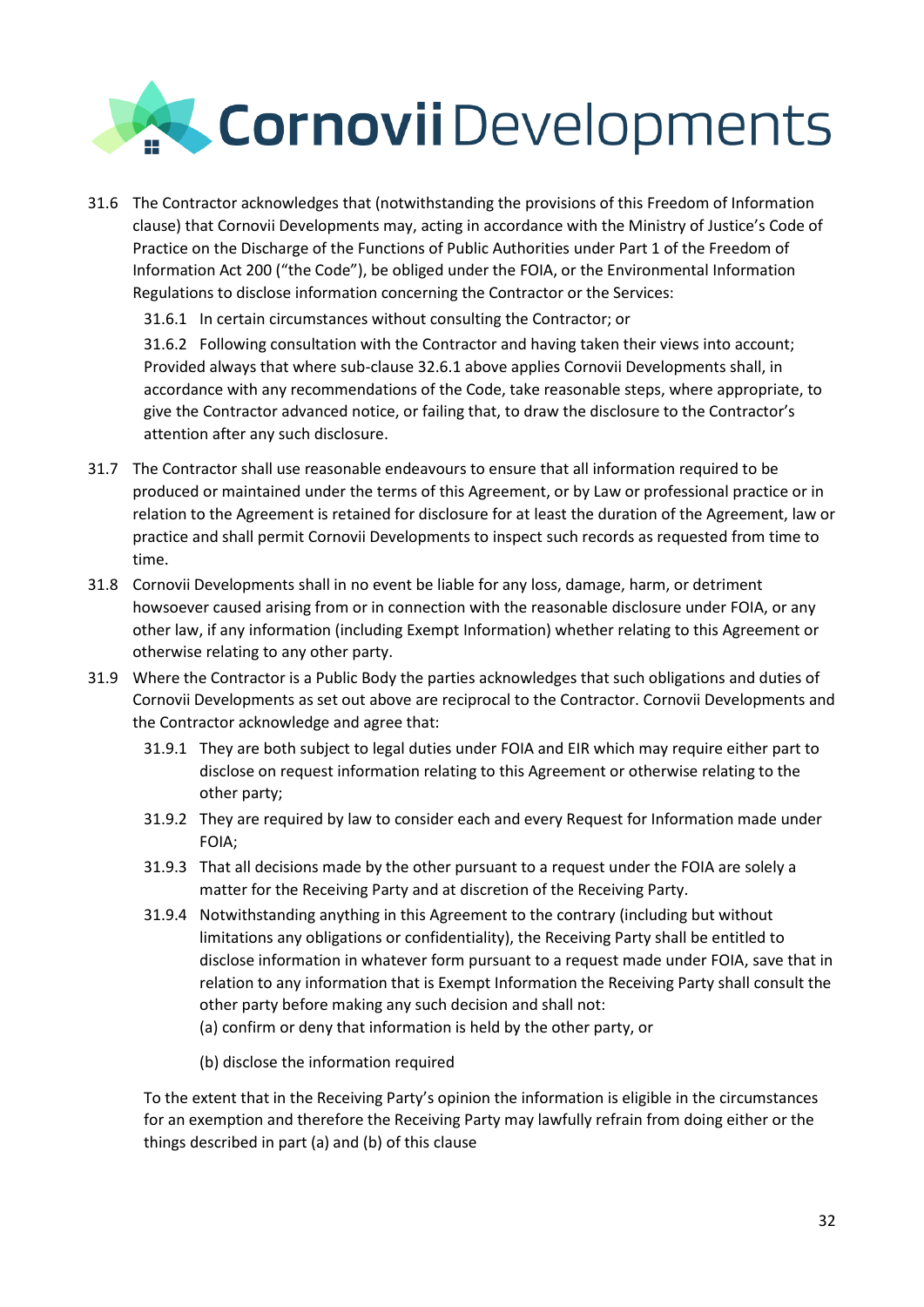31.6 The Contractor acknowledges that (notwithstanding the provisions of this Freedom of Information clause) that Cornovii Developments may, acting in accordance with the Ministry of Justice's Code of Practice on the Discharge of the Functions of Public Authorities under Part 1 of the Freedom of Information Act 200 ("the Code"), be obliged under the FOIA, or the Environmental Information Regulations to disclose information concerning the Contractor or the Services:

31.6.1 In certain circumstances without consulting the Contractor; or

31.6.2 Following consultation with the Contractor and having taken their views into account; Provided always that where sub-clause 32.6.1 above applies Cornovii Developments shall, in accordance with any recommendations of the Code, take reasonable steps, where appropriate, to give the Contractor advanced notice, or failing that, to draw the disclosure to the Contractor's attention after any such disclosure.

31.7 The Contractor shall use reasonable endeavours to ensure that all information required to be produced or maintained under the terms of this Agreement, or by Law or professional practice or in relation to the Agreement is retained for disclosure for at least the duration of the Agreement, law or practice and shall permit Cornovii Developments to inspect such records as requested from time to time.

31.8 Cornovii Developments shall in no event be liable for any loss, damage, harm, or detriment howsoever caused arising from or in connection with the reasonable disclosure under FOIA, or any other law, if any information (including Exempt Information) whether relating to this Agreement or otherwise relating to any other party.

31.9 Where the Contractor is a Public Body the parties acknowledges that such obligations and duties of Cornovii Developments as set out above are reciprocal to the Contractor. Cornovii Developments and the Contractor acknowledge and agree that:

31.9.1 They are both subject to legal duties under FOIA and EIR which may require either part to disclose on request information relating to this Agreement or otherwise relating to the other party;

31.9.2 They are required by law to consider each and every Request for Information made under FOIA;

31.9.3 That all decisions made by the other pursuant to a request under the FOIA are solely a matter for the Receiving Party and at discretion of the Receiving Party.

31.9.4 Notwithstanding anything in this Agreement to the contrary (including but without limitations any obligations or confidentiality), the Receiving Party shall be entitled to disclose information in whatever form pursuant to a request made under FOIA, save that in relation to any information that is Exempt Information the Receiving Party shall consult the other party before making any such decision and shall not:

(a) confirm or deny that information is held by the other party, or

(b) disclose the information required

To the extent that in the Receiving Party's opinion the information is eligible in the circumstances for an exemption and therefore the Receiving Party may lawfully refrain from doing either or the things described in part (a) and (b) of this clause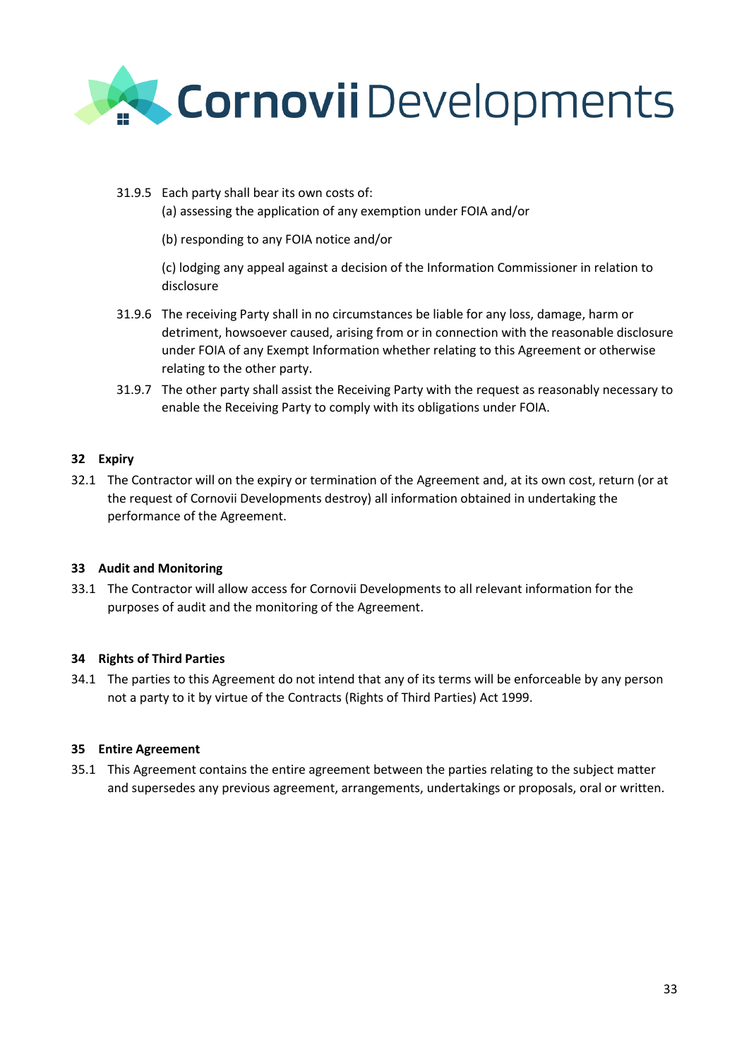31.9.5 Each party shall bear its own costs of:

(a) assessing the application of any exemption under FOIA and/or

(b) responding to any FOIA notice and/or

(c) lodging any appeal against a decision of the Information Commissioner in relation to disclosure

31.9.6 The receiving Party shall in no circumstances be liable for any loss, damage, harm or detriment, howsoever caused, arising from or in connection with the reasonable disclosure under FOIA of any Exempt Information whether relating to this Agreement or otherwise relating to the other party.

31.9.7 The other party shall assist the Receiving Party with the request as reasonably necessary to enable the Receiving Party to comply with its obligations under FOIA.

**32 Expiry**

32.1 The Contractor will on the expiry or termination of the Agreement and, at its own cost, return (or at the request of Cornovii Developments destroy) all information obtained in undertaking the performance of the Agreement.

**33 Audit and Monitoring**

33.1 The Contractor will allow access for Cornovii Developments to all relevant information for the purposes of audit and the monitoring of the Agreement.

**34 Rights of Third Parties**

34.1 The parties to this Agreement do not intend that any of its terms will be enforceable by any person not a party to it by virtue of the Contracts (Rights of Third Parties) Act 1999.

**35 Entire Agreement**

35.1 This Agreement contains the entire agreement between the parties relating to the subject matter and supersedes any previous agreement, arrangements, undertakings or proposals, oral or written.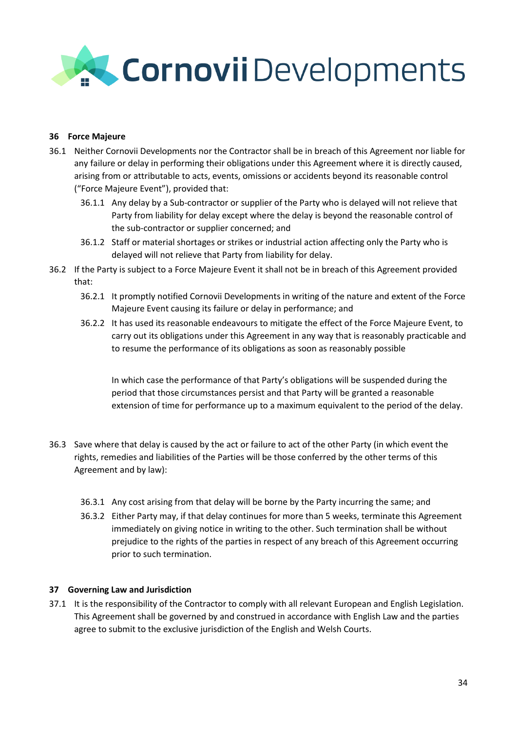## 36 Force Majeure

36.1 Neither Cornovii Developments nor the Contractor shall be in breach of this Agreement nor liable for any failure or delay in performing their obligations under this Agreement where it is directly caused, arising from or attributable to acts, events, omissions or accidents beyond its reasonable control ("Force Majeure Event"), provided that:

36.1.1 Any delay by a Sub-contractor or supplier of the Party who is delayed will not relieve that Party from liability for delay except where the delay is beyond the reasonable control of the sub-contractor or supplier concerned; and

36.1.2 Staff or material shortages or strikes or industrial action affecting only the Party who is delayed will not relieve that Party from liability for delay.

36.2 If the Party is subject to a Force Majeure Event it shall not be in breach of this Agreement provided that:

36.2.1 It promptly notified Cornovii Developments in writing of the nature and extent of the Force Majeure Event causing its failure or delay in performance; and

36.2.2 It has used its reasonable endeavours to mitigate the effect of the Force Majeure Event, to carry out its obligations under this Agreement in any way that is reasonably practicable and to resume the performance of its obligations as soon as reasonably possible

In which case the performance of that Party's obligations will be suspended during the period that those circumstances persist and that Party will be granted a reasonable extension of time for performance up to a maximum equivalent to the period of the delay.

36.3 Save where that delay is caused by the act or failure to act of the other Party (in which event the rights, remedies and liabilities of the Parties will be those conferred by the other terms of this Agreement and by law):

36.3.1 Any cost arising from that delay will be borne by the Party incurring the same; and

36.3.2 Either Party may, if that delay continues for more than 5 weeks, terminate this Agreement immediately on giving notice in writing to the other. Such termination shall be without prejudice to the rights of the parties in respect of any breach of this Agreement occurring prior to such termination.

## 37 Governing Law and Jurisdiction

37.1 It is the responsibility of the Contractor to comply with all relevant European and English Legislation. This Agreement shall be governed by and construed in accordance with English Law and the parties agree to submit to the exclusive jurisdiction of the English and Welsh Courts.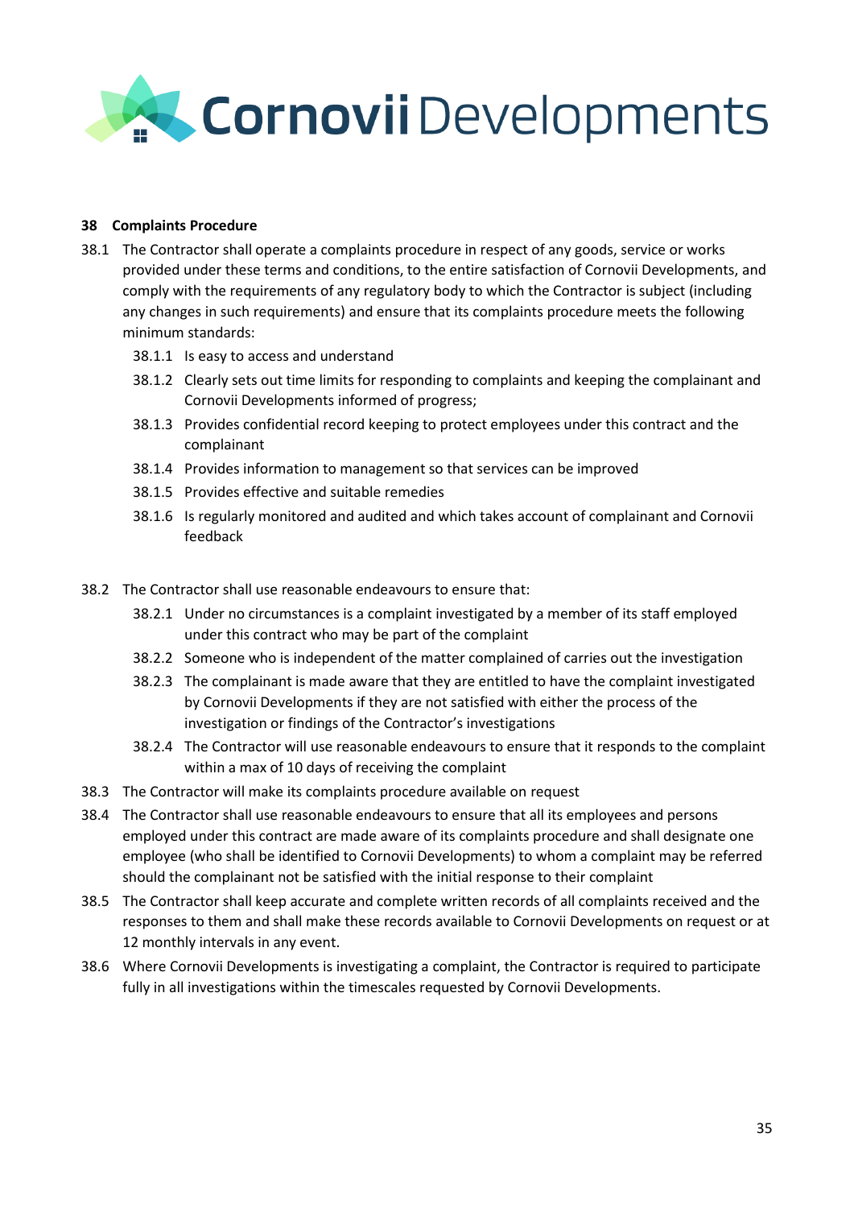## 38 Complaints Procedure

38.1 The Contractor shall operate a complaints procedure in respect of any goods, service or works provided under these terms and conditions, to the entire satisfaction of Cornovii Developments, and comply with the requirements of any regulatory body to which the Contractor is subject (including any changes in such requirements) and ensure that its complaints procedure meets the following minimum standards:

- 38.1.1 Is easy to access and understand
- 38.1.2 Clearly sets out time limits for responding to complaints and keeping the complainant and Cornovii Developments informed of progress;
- 38.1.3 Provides confidential record keeping to protect employees under this contract and the complainant
- 38.1.4 Provides information to management so that services can be improved
- 38.1.5 Provides effective and suitable remedies
- 38.1.6 Is regularly monitored and audited and which takes account of complainant and Cornovii feedback

38.2 The Contractor shall use reasonable endeavours to ensure that:

- 38.2.1 Under no circumstances is a complaint investigated by a member of its staff employed under this contract who may be part of the complaint
- 38.2.2 Someone who is independent of the matter complained of carries out the investigation
- 38.2.3 The complainant is made aware that they are entitled to have the complaint investigated by Cornovii Developments if they are not satisfied with either the process of the investigation or findings of the Contractor's investigations
- 38.2.4 The Contractor will use reasonable endeavours to ensure that it responds to the complaint within a max of 10 days of receiving the complaint

38.3 The Contractor will make its complaints procedure available on request

38.4 The Contractor shall use reasonable endeavours to ensure that all its employees and persons employed under this contract are made aware of its complaints procedure and shall designate one employee (who shall be identified to Cornovii Developments) to whom a complaint may be referred should the complainant not be satisfied with the initial response to their complaint

38.5 The Contractor shall keep accurate and complete written records of all complaints received and the responses to them and shall make these records available to Cornovii Developments on request or at 12 monthly intervals in any event.

38.6 Where Cornovii Developments is investigating a complaint, the Contractor is required to participate fully in all investigations within the timescales requested by Cornovii Developments.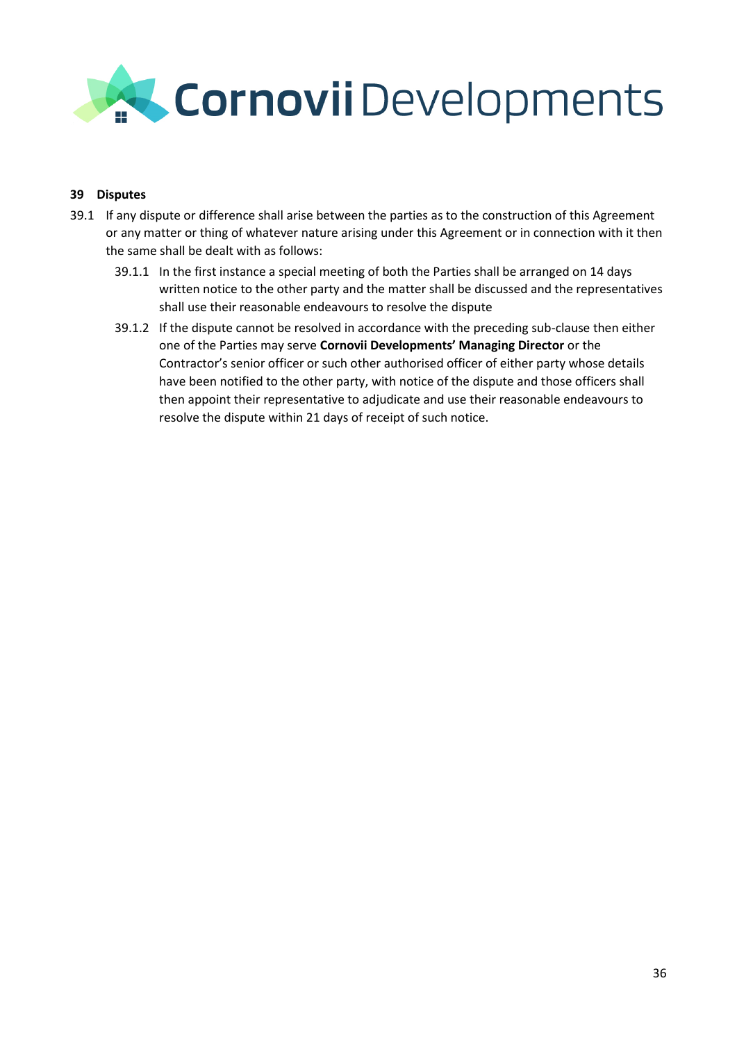## 39 Disputes

39.1 If any dispute or difference shall arise between the parties as to the construction of this Agreement or any matter or thing of whatever nature arising under this Agreement or in connection with it then the same shall be dealt with as follows:

39.1.1 In the first instance a special meeting of both the Parties shall be arranged on 14 days written notice to the other party and the matter shall be discussed and the representatives shall use their reasonable endeavours to resolve the dispute

39.1.2 If the dispute cannot be resolved in accordance with the preceding sub-clause then either one of the Parties may serve **Cornovii Developments' Managing Director** or the Contractor's senior officer or such other authorised officer of either party whose details have been notified to the other party, with notice of the dispute and those officers shall then appoint their representative to adjudicate and use their reasonable endeavours to resolve the dispute within 21 days of receipt of such notice.